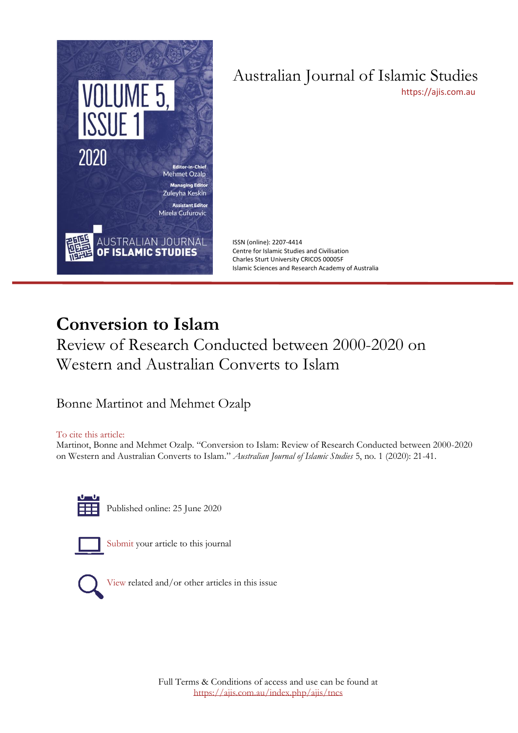Australian Journal of Islamic Studies
https://ajis.com.au

ISSN (online): 2207-4414
Centre for Islamic Studies and Civilisation
Charles Sturt University CRICOS 00005F
Islamic Sciences and Research Academy of Australia

# Conversion to Islam

## Review of Research Conducted between 2000-2020 on Western and Australian Converts to Islam

Bonne Martinot and Mehmet Ozalp

To cite this article:
Martinot, Bonne and Mehmet Ozalp. "Conversion to Islam: Review of Research Conducted between 2000-2020 on Western and Australian Converts to Islam." *Australian Journal of Islamic Studies* 5, no. 1 (2020): 21-41.

Published online: 25 June 2020

Submit your article to this journal

View related and/or other articles in this issue

Full Terms & Conditions of access and use can be found at
https://ajis.com.au/index.php/ajis/tncs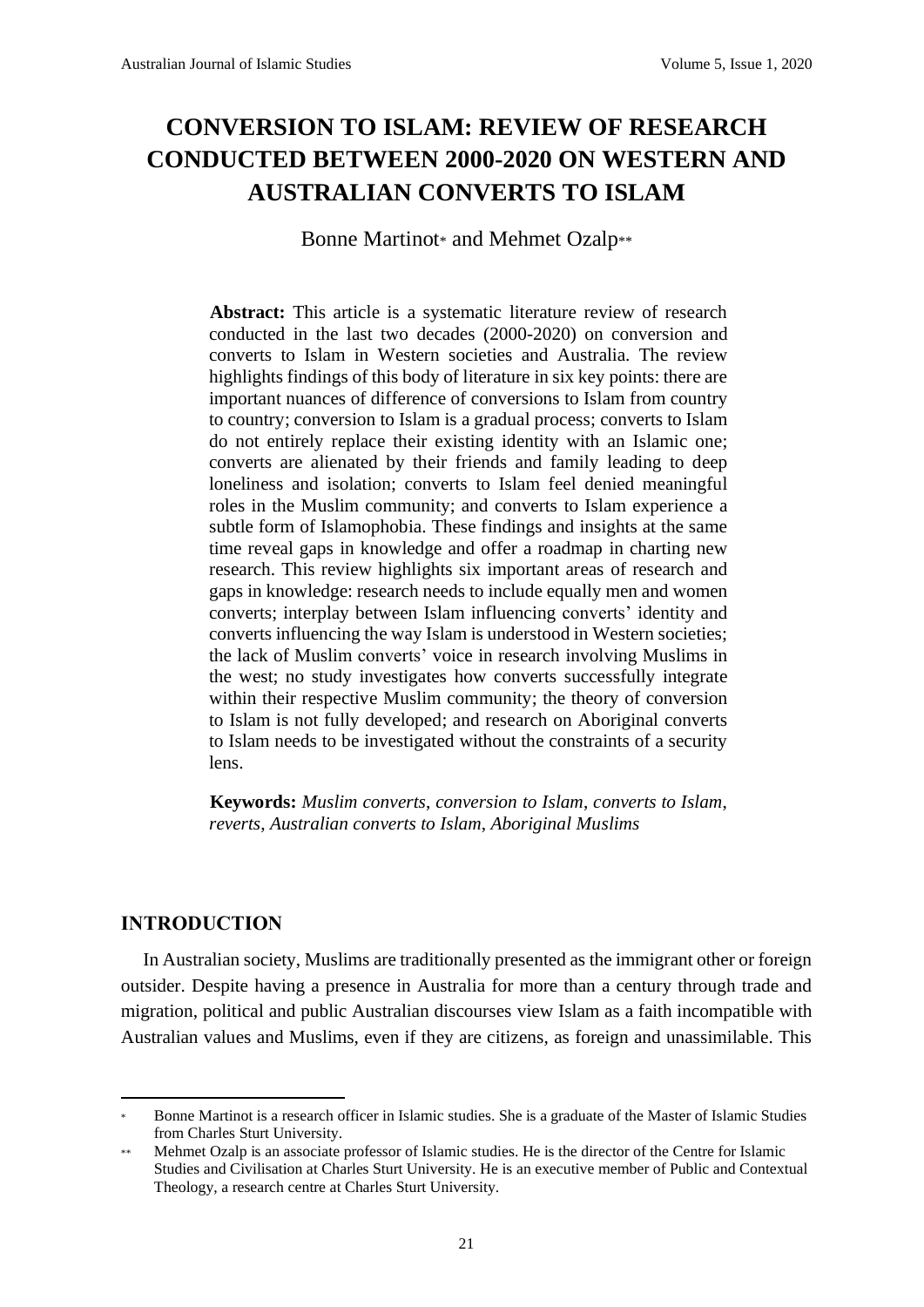# CONVERSION TO ISLAM: REVIEW OF RESEARCH CONDUCTED BETWEEN 2000-2020 ON WESTERN AND AUSTRALIAN CONVERTS TO ISLAM

Bonne Martinot* and Mehmet Ozalp**

**Abstract:** This article is a systematic literature review of research conducted in the last two decades (2000-2020) on conversion and converts to Islam in Western societies and Australia. The review highlights findings of this body of literature in six key points: there are important nuances of difference of conversions to Islam from country to country; conversion to Islam is a gradual process; converts to Islam do not entirely replace their existing identity with an Islamic one; converts are alienated by their friends and family leading to deep loneliness and isolation; converts to Islam feel denied meaningful roles in the Muslim community; and converts to Islam experience a subtle form of Islamophobia. These findings and insights at the same time reveal gaps in knowledge and offer a roadmap in charting new research. This review highlights six important areas of research and gaps in knowledge: research needs to include equally men and women converts; interplay between Islam influencing converts' identity and converts influencing the way Islam is understood in Western societies; the lack of Muslim converts' voice in research involving Muslims in the west; no study investigates how converts successfully integrate within their respective Muslim community; the theory of conversion to Islam is not fully developed; and research on Aboriginal converts to Islam needs to be investigated without the constraints of a security lens.

**Keywords:** *Muslim converts, conversion to Islam, converts to Islam, reverts, Australian converts to Islam, Aboriginal Muslims*

## INTRODUCTION

In Australian society, Muslims are traditionally presented as the immigrant other or foreign outsider. Despite having a presence in Australia for more than a century through trade and migration, political and public Australian discourses view Islam as a faith incompatible with Australian values and Muslims, even if they are citizens, as foreign and unassimilable. This

---

\* Bonne Martinot is a research officer in Islamic studies. She is a graduate of the Master of Islamic Studies from Charles Sturt University.

\*\* Mehmet Ozalp is an associate professor of Islamic studies. He is the director of the Centre for Islamic Studies and Civilisation at Charles Sturt University. He is an executive member of Public and Contextual Theology, a research centre at Charles Sturt University.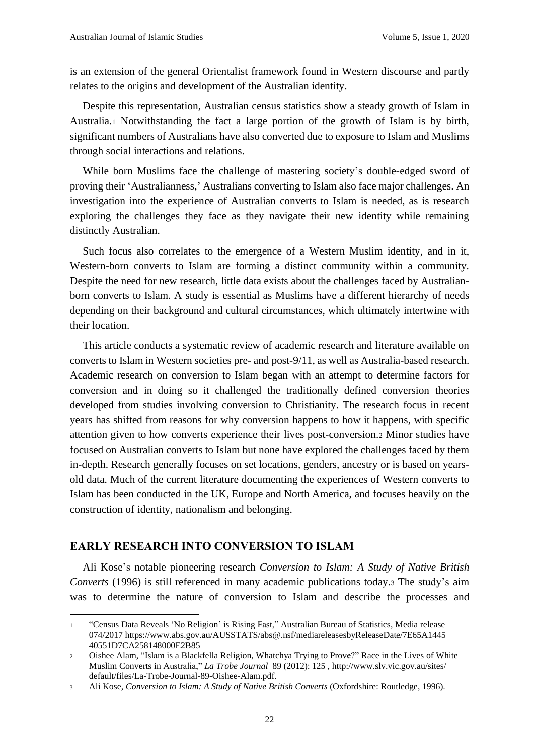is an extension of the general Orientalist framework found in Western discourse and partly relates to the origins and development of the Australian identity.

Despite this representation, Australian census statistics show a steady growth of Islam in Australia.[1] Notwithstanding the fact a large portion of the growth of Islam is by birth, significant numbers of Australians have also converted due to exposure to Islam and Muslims through social interactions and relations.

While born Muslims face the challenge of mastering society's double-edged sword of proving their 'Australianness,' Australians converting to Islam also face major challenges. An investigation into the experience of Australian converts to Islam is needed, as is research exploring the challenges they face as they navigate their new identity while remaining distinctly Australian.

Such focus also correlates to the emergence of a Western Muslim identity, and in it, Western-born converts to Islam are forming a distinct community within a community. Despite the need for new research, little data exists about the challenges faced by Australian-born converts to Islam. A study is essential as Muslims have a different hierarchy of needs depending on their background and cultural circumstances, which ultimately intertwine with their location.

This article conducts a systematic review of academic research and literature available on converts to Islam in Western societies pre- and post-9/11, as well as Australia-based research. Academic research on conversion to Islam began with an attempt to determine factors for conversion and in doing so it challenged the traditionally defined conversion theories developed from studies involving conversion to Christianity. The research focus in recent years has shifted from reasons for why conversion happens to how it happens, with specific attention given to how converts experience their lives post-conversion.[2] Minor studies have focused on Australian converts to Islam but none have explored the challenges faced by them in-depth. Research generally focuses on set locations, genders, ancestry or is based on years-old data. Much of the current literature documenting the experiences of Western converts to Islam has been conducted in the UK, Europe and North America, and focuses heavily on the construction of identity, nationalism and belonging.

## EARLY RESEARCH INTO CONVERSION TO ISLAM

Ali Kose's notable pioneering research *Conversion to Islam: A Study of Native British Converts* (1996) is still referenced in many academic publications today.[3] The study's aim was to determine the nature of conversion to Islam and describe the processes and

---

[1] "Census Data Reveals 'No Religion' is Rising Fast," Australian Bureau of Statistics, Media release 074/2017 https://www.abs.gov.au/AUSSTATS/abs@.nsf/mediareleasesbyReleaseDate/7E65A1445 40551D7CA258148000E2B85

[2] Oishee Alam, "Islam is a Blackfella Religion, Whatchya Trying to Prove?" Race in the Lives of White Muslim Converts in Australia," *La Trobe Journal* 89 (2012): 125 , http://www.slv.vic.gov.au/sites/ default/files/La-Trobe-Journal-89-Oishee-Alam.pdf.

[3] Ali Kose, *Conversion to Islam: A Study of Native British Converts* (Oxfordshire: Routledge, 1996).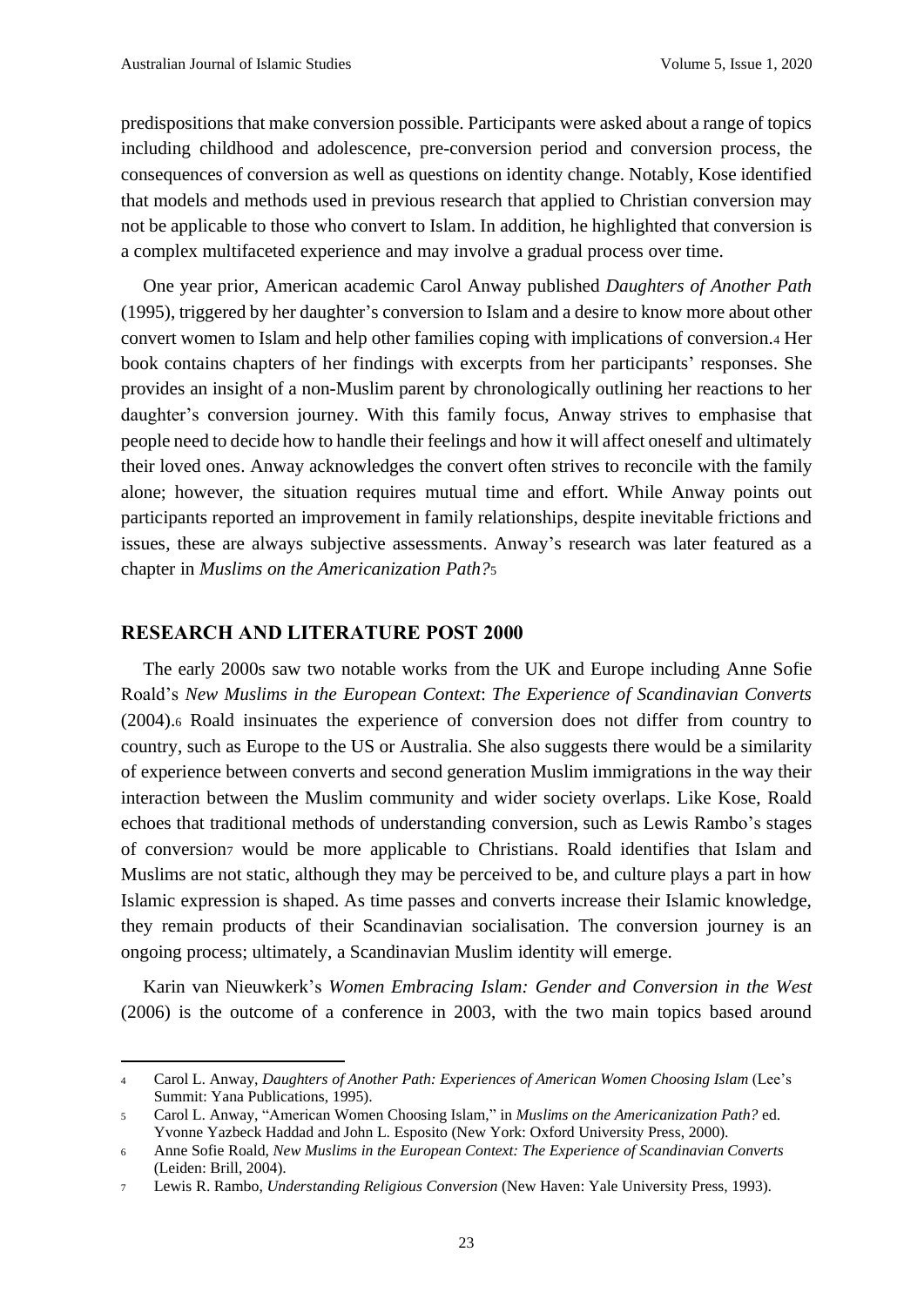predispositions that make conversion possible. Participants were asked about a range of topics including childhood and adolescence, pre-conversion period and conversion process, the consequences of conversion as well as questions on identity change. Notably, Kose identified that models and methods used in previous research that applied to Christian conversion may not be applicable to those who convert to Islam. In addition, he highlighted that conversion is a complex multifaceted experience and may involve a gradual process over time.

One year prior, American academic Carol Anway published *Daughters of Another Path* (1995), triggered by her daughter's conversion to Islam and a desire to know more about other convert women to Islam and help other families coping with implications of conversion.[4] Her book contains chapters of her findings with excerpts from her participants' responses. She provides an insight of a non-Muslim parent by chronologically outlining her reactions to her daughter's conversion journey. With this family focus, Anway strives to emphasise that people need to decide how to handle their feelings and how it will affect oneself and ultimately their loved ones. Anway acknowledges the convert often strives to reconcile with the family alone; however, the situation requires mutual time and effort. While Anway points out participants reported an improvement in family relationships, despite inevitable frictions and issues, these are always subjective assessments. Anway's research was later featured as a chapter in *Muslims on the Americanization Path?*[5]

## RESEARCH AND LITERATURE POST 2000

The early 2000s saw two notable works from the UK and Europe including Anne Sofie Roald's *New Muslims in the European Context*: *The Experience of Scandinavian Converts* (2004).[6] Roald insinuates the experience of conversion does not differ from country to country, such as Europe to the US or Australia. She also suggests there would be a similarity of experience between converts and second generation Muslim immigrations in the way their interaction between the Muslim community and wider society overlaps. Like Kose, Roald echoes that traditional methods of understanding conversion, such as Lewis Rambo's stages of conversion[7] would be more applicable to Christians. Roald identifies that Islam and Muslims are not static, although they may be perceived to be, and culture plays a part in how Islamic expression is shaped. As time passes and converts increase their Islamic knowledge, they remain products of their Scandinavian socialisation. The conversion journey is an ongoing process; ultimately, a Scandinavian Muslim identity will emerge.

Karin van Nieuwkerk's *Women Embracing Islam: Gender and Conversion in the West* (2006) is the outcome of a conference in 2003, with the two main topics based around

---

[4] Carol L. Anway, *Daughters of Another Path: Experiences of American Women Choosing Islam* (Lee's Summit: Yana Publications, 1995).

[5] Carol L. Anway, "American Women Choosing Islam," in *Muslims on the Americanization Path?* ed. Yvonne Yazbeck Haddad and John L. Esposito (New York: Oxford University Press, 2000).

[6] Anne Sofie Roald, *New Muslims in the European Context: The Experience of Scandinavian Converts* (Leiden: Brill, 2004).

[7] Lewis R. Rambo, *Understanding Religious Conversion* (New Haven: Yale University Press, 1993).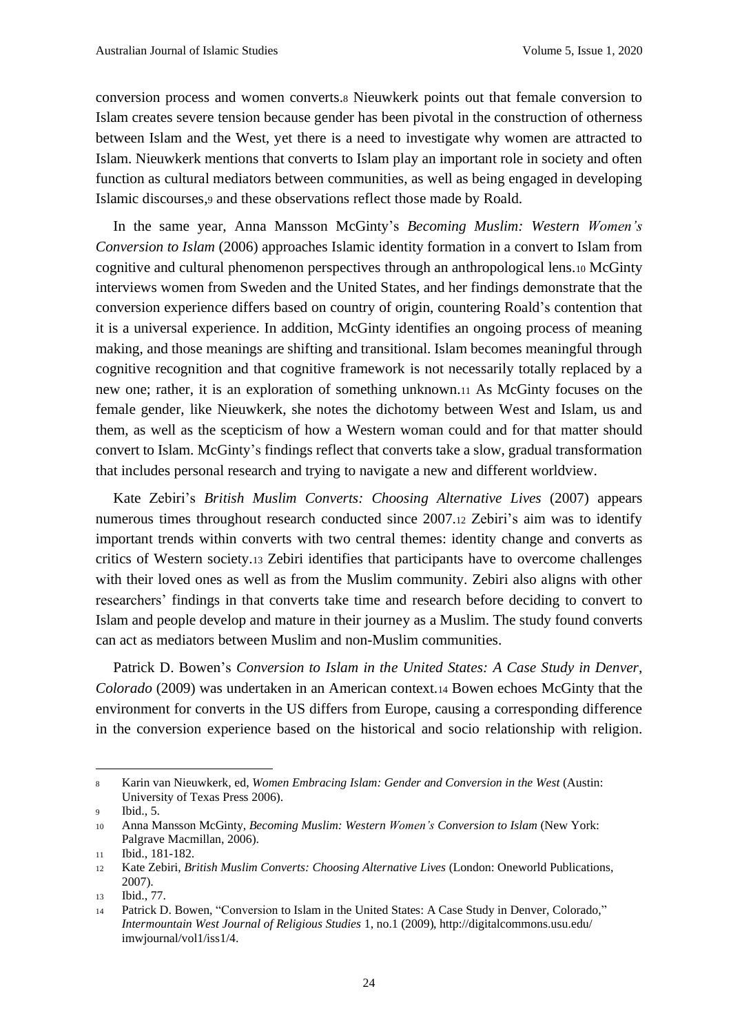conversion process and women converts.[8] Nieuwkerk points out that female conversion to Islam creates severe tension because gender has been pivotal in the construction of otherness between Islam and the West, yet there is a need to investigate why women are attracted to Islam. Nieuwkerk mentions that converts to Islam play an important role in society and often function as cultural mediators between communities, as well as being engaged in developing Islamic discourses,[9] and these observations reflect those made by Roald.

In the same year, Anna Mansson McGinty's *Becoming Muslim: Western Women's Conversion to Islam* (2006) approaches Islamic identity formation in a convert to Islam from cognitive and cultural phenomenon perspectives through an anthropological lens.[10] McGinty interviews women from Sweden and the United States, and her findings demonstrate that the conversion experience differs based on country of origin, countering Roald's contention that it is a universal experience. In addition, McGinty identifies an ongoing process of meaning making, and those meanings are shifting and transitional. Islam becomes meaningful through cognitive recognition and that cognitive framework is not necessarily totally replaced by a new one; rather, it is an exploration of something unknown.[11] As McGinty focuses on the female gender, like Nieuwkerk, she notes the dichotomy between West and Islam, us and them, as well as the scepticism of how a Western woman could and for that matter should convert to Islam. McGinty's findings reflect that converts take a slow, gradual transformation that includes personal research and trying to navigate a new and different worldview.

Kate Zebiri's *British Muslim Converts: Choosing Alternative Lives* (2007) appears numerous times throughout research conducted since 2007.[12] Zebiri's aim was to identify important trends within converts with two central themes: identity change and converts as critics of Western society.[13] Zebiri identifies that participants have to overcome challenges with their loved ones as well as from the Muslim community. Zebiri also aligns with other researchers' findings in that converts take time and research before deciding to convert to Islam and people develop and mature in their journey as a Muslim. The study found converts can act as mediators between Muslim and non-Muslim communities.

Patrick D. Bowen's *Conversion to Islam in the United States: A Case Study in Denver, Colorado* (2009) was undertaken in an American context.[14] Bowen echoes McGinty that the environment for converts in the US differs from Europe, causing a corresponding difference in the conversion experience based on the historical and socio relationship with religion.

---

8 Karin van Nieuwkerk, ed, *Women Embracing Islam: Gender and Conversion in the West* (Austin: University of Texas Press 2006).

9 Ibid., 5.

10 Anna Mansson McGinty, *Becoming Muslim: Western Women's Conversion to Islam* (New York: Palgrave Macmillan, 2006).

11 Ibid., 181-182.

12 Kate Zebiri, *British Muslim Converts: Choosing Alternative Lives* (London: Oneworld Publications, 2007).

13 Ibid., 77.

14 Patrick D. Bowen, "Conversion to Islam in the United States: A Case Study in Denver, Colorado," *Intermountain West Journal of Religious Studies* 1, no.1 (2009), http://digitalcommons.usu.edu/imwjournal/vol1/iss1/4.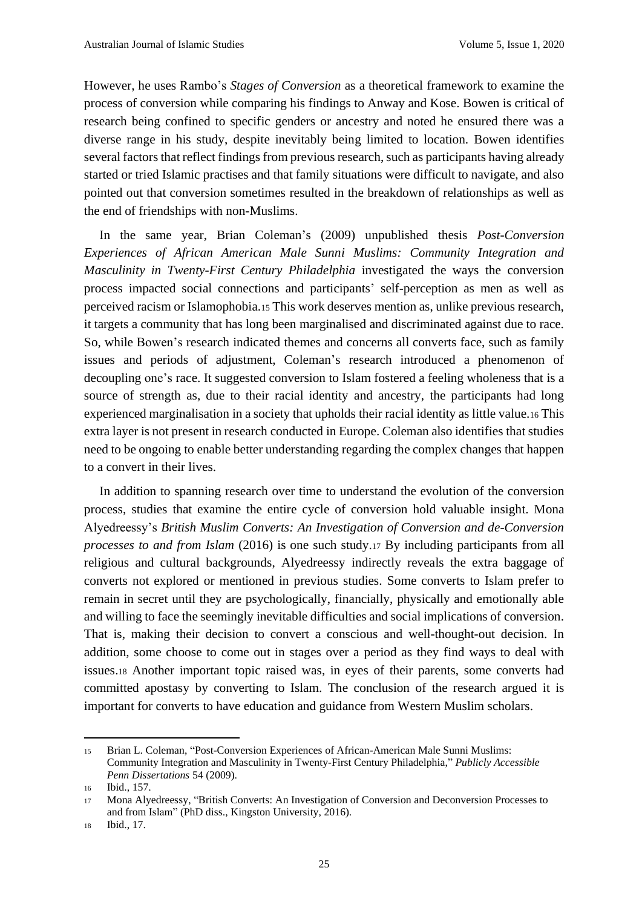However, he uses Rambo's *Stages of Conversion* as a theoretical framework to examine the process of conversion while comparing his findings to Anway and Kose. Bowen is critical of research being confined to specific genders or ancestry and noted he ensured there was a diverse range in his study, despite inevitably being limited to location. Bowen identifies several factors that reflect findings from previous research, such as participants having already started or tried Islamic practises and that family situations were difficult to navigate, and also pointed out that conversion sometimes resulted in the breakdown of relationships as well as the end of friendships with non-Muslims.

In the same year, Brian Coleman's (2009) unpublished thesis *Post-Conversion Experiences of African American Male Sunni Muslims: Community Integration and Masculinity in Twenty-First Century Philadelphia* investigated the ways the conversion process impacted social connections and participants' self-perception as men as well as perceived racism or Islamophobia.[15] This work deserves mention as, unlike previous research, it targets a community that has long been marginalised and discriminated against due to race. So, while Bowen's research indicated themes and concerns all converts face, such as family issues and periods of adjustment, Coleman's research introduced a phenomenon of decoupling one's race. It suggested conversion to Islam fostered a feeling wholeness that is a source of strength as, due to their racial identity and ancestry, the participants had long experienced marginalisation in a society that upholds their racial identity as little value.[16] This extra layer is not present in research conducted in Europe. Coleman also identifies that studies need to be ongoing to enable better understanding regarding the complex changes that happen to a convert in their lives.

In addition to spanning research over time to understand the evolution of the conversion process, studies that examine the entire cycle of conversion hold valuable insight. Mona Alyedreessy's *British Muslim Converts: An Investigation of Conversion and de-Conversion processes to and from Islam* (2016) is one such study.[17] By including participants from all religious and cultural backgrounds, Alyedreessy indirectly reveals the extra baggage of converts not explored or mentioned in previous studies. Some converts to Islam prefer to remain in secret until they are psychologically, financially, physically and emotionally able and willing to face the seemingly inevitable difficulties and social implications of conversion. That is, making their decision to convert a conscious and well-thought-out decision. In addition, some choose to come out in stages over a period as they find ways to deal with issues.[18] Another important topic raised was, in eyes of their parents, some converts had committed apostasy by converting to Islam. The conclusion of the research argued it is important for converts to have education and guidance from Western Muslim scholars.

---

[15] Brian L. Coleman, "Post-Conversion Experiences of African-American Male Sunni Muslims: Community Integration and Masculinity in Twenty-First Century Philadelphia," *Publicly Accessible Penn Dissertations* 54 (2009).

[16] Ibid., 157.

[17] Mona Alyedreessy, "British Converts: An Investigation of Conversion and Deconversion Processes to and from Islam" (PhD diss., Kingston University, 2016).

[18] Ibid., 17.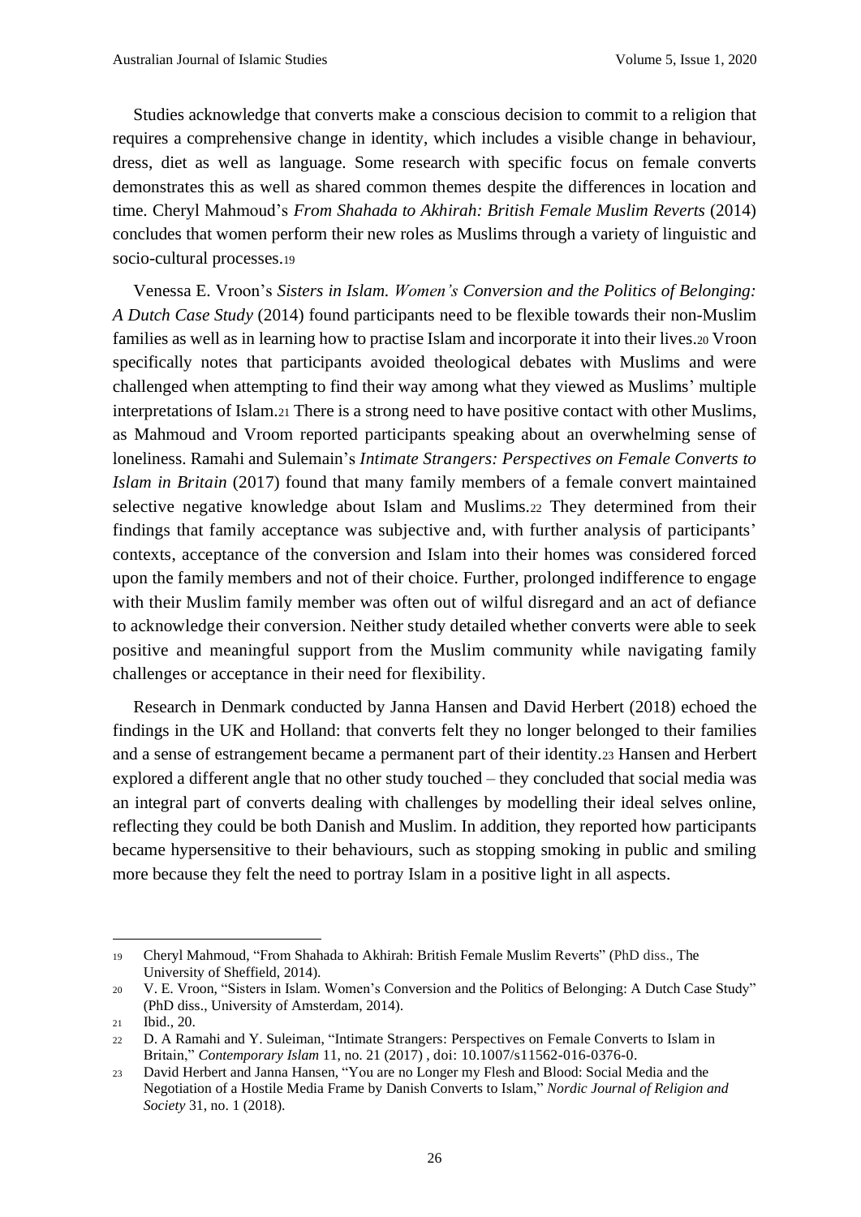Studies acknowledge that converts make a conscious decision to commit to a religion that requires a comprehensive change in identity, which includes a visible change in behaviour, dress, diet as well as language. Some research with specific focus on female converts demonstrates this as well as shared common themes despite the differences in location and time. Cheryl Mahmoud's *From Shahada to Akhirah: British Female Muslim Reverts* (2014) concludes that women perform their new roles as Muslims through a variety of linguistic and socio-cultural processes.[19]

Venessa E. Vroon's *Sisters in Islam. Women's Conversion and the Politics of Belonging: A Dutch Case Study* (2014) found participants need to be flexible towards their non-Muslim families as well as in learning how to practise Islam and incorporate it into their lives.[20] Vroon specifically notes that participants avoided theological debates with Muslims and were challenged when attempting to find their way among what they viewed as Muslims' multiple interpretations of Islam.[21] There is a strong need to have positive contact with other Muslims, as Mahmoud and Vroom reported participants speaking about an overwhelming sense of loneliness. Ramahi and Sulemain's *Intimate Strangers: Perspectives on Female Converts to Islam in Britain* (2017) found that many family members of a female convert maintained selective negative knowledge about Islam and Muslims.[22] They determined from their findings that family acceptance was subjective and, with further analysis of participants' contexts, acceptance of the conversion and Islam into their homes was considered forced upon the family members and not of their choice. Further, prolonged indifference to engage with their Muslim family member was often out of wilful disregard and an act of defiance to acknowledge their conversion. Neither study detailed whether converts were able to seek positive and meaningful support from the Muslim community while navigating family challenges or acceptance in their need for flexibility.

Research in Denmark conducted by Janna Hansen and David Herbert (2018) echoed the findings in the UK and Holland: that converts felt they no longer belonged to their families and a sense of estrangement became a permanent part of their identity.[23] Hansen and Herbert explored a different angle that no other study touched – they concluded that social media was an integral part of converts dealing with challenges by modelling their ideal selves online, reflecting they could be both Danish and Muslim. In addition, they reported how participants became hypersensitive to their behaviours, such as stopping smoking in public and smiling more because they felt the need to portray Islam in a positive light in all aspects.

---

[19] Cheryl Mahmoud, "From Shahada to Akhirah: British Female Muslim Reverts" (PhD diss., The University of Sheffield, 2014).

[20] V. E. Vroon, "Sisters in Islam. Women's Conversion and the Politics of Belonging: A Dutch Case Study" (PhD diss., University of Amsterdam, 2014).

[21] Ibid., 20.

[22] D. A Ramahi and Y. Suleiman, "Intimate Strangers: Perspectives on Female Converts to Islam in Britain," *Contemporary Islam* 11, no. 21 (2017) , doi: 10.1007/s11562-016-0376-0.

[23] David Herbert and Janna Hansen, "You are no Longer my Flesh and Blood: Social Media and the Negotiation of a Hostile Media Frame by Danish Converts to Islam," *Nordic Journal of Religion and Society* 31, no. 1 (2018).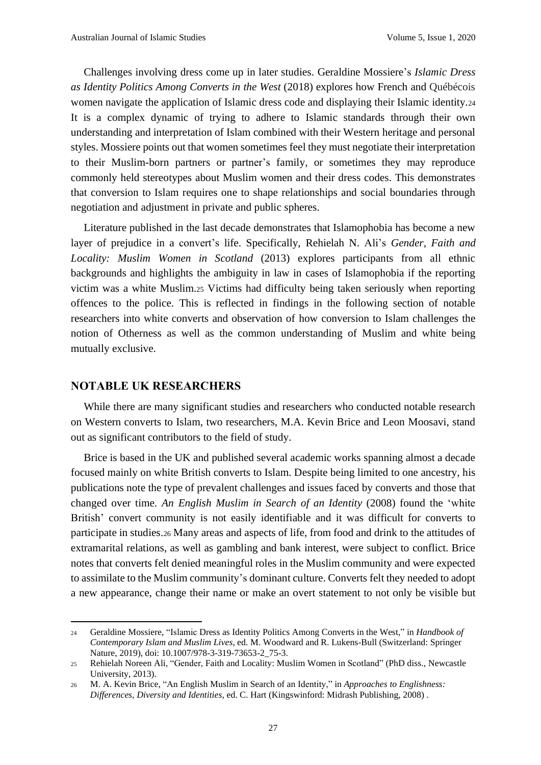Challenges involving dress come up in later studies. Geraldine Mossiere's *Islamic Dress as Identity Politics Among Converts in the West* (2018) explores how French and Québécois women navigate the application of Islamic dress code and displaying their Islamic identity.[24] It is a complex dynamic of trying to adhere to Islamic standards through their own understanding and interpretation of Islam combined with their Western heritage and personal styles. Mossiere points out that women sometimes feel they must negotiate their interpretation to their Muslim-born partners or partner's family, or sometimes they may reproduce commonly held stereotypes about Muslim women and their dress codes. This demonstrates that conversion to Islam requires one to shape relationships and social boundaries through negotiation and adjustment in private and public spheres.

Literature published in the last decade demonstrates that Islamophobia has become a new layer of prejudice in a convert's life. Specifically, Rehielah N. Ali's *Gender, Faith and Locality: Muslim Women in Scotland* (2013) explores participants from all ethnic backgrounds and highlights the ambiguity in law in cases of Islamophobia if the reporting victim was a white Muslim.[25] Victims had difficulty being taken seriously when reporting offences to the police. This is reflected in findings in the following section of notable researchers into white converts and observation of how conversion to Islam challenges the notion of Otherness as well as the common understanding of Muslim and white being mutually exclusive.

## NOTABLE UK RESEARCHERS

While there are many significant studies and researchers who conducted notable research on Western converts to Islam, two researchers, M.A. Kevin Brice and Leon Moosavi, stand out as significant contributors to the field of study.

Brice is based in the UK and published several academic works spanning almost a decade focused mainly on white British converts to Islam. Despite being limited to one ancestry, his publications note the type of prevalent challenges and issues faced by converts and those that changed over time. *An English Muslim in Search of an Identity* (2008) found the 'white British' convert community is not easily identifiable and it was difficult for converts to participate in studies.[26] Many areas and aspects of life, from food and drink to the attitudes of extramarital relations, as well as gambling and bank interest, were subject to conflict. Brice notes that converts felt denied meaningful roles in the Muslim community and were expected to assimilate to the Muslim community's dominant culture. Converts felt they needed to adopt a new appearance, change their name or make an overt statement to not only be visible but

---

[24] Geraldine Mossiere, "Islamic Dress as Identity Politics Among Converts in the West," in *Handbook of Contemporary Islam and Muslim Lives*, ed. M. Woodward and R. Lukens-Bull (Switzerland: Springer Nature, 2019), doi: 10.1007/978-3-319-73653-2_75-3.

[25] Rehielah Noreen Ali, "Gender, Faith and Locality: Muslim Women in Scotland" (PhD diss., Newcastle University, 2013).

[26] M. A. Kevin Brice, "An English Muslim in Search of an Identity," in *Approaches to Englishness: Differences, Diversity and Identities*, ed. C. Hart (Kingswinford: Midrash Publishing, 2008) .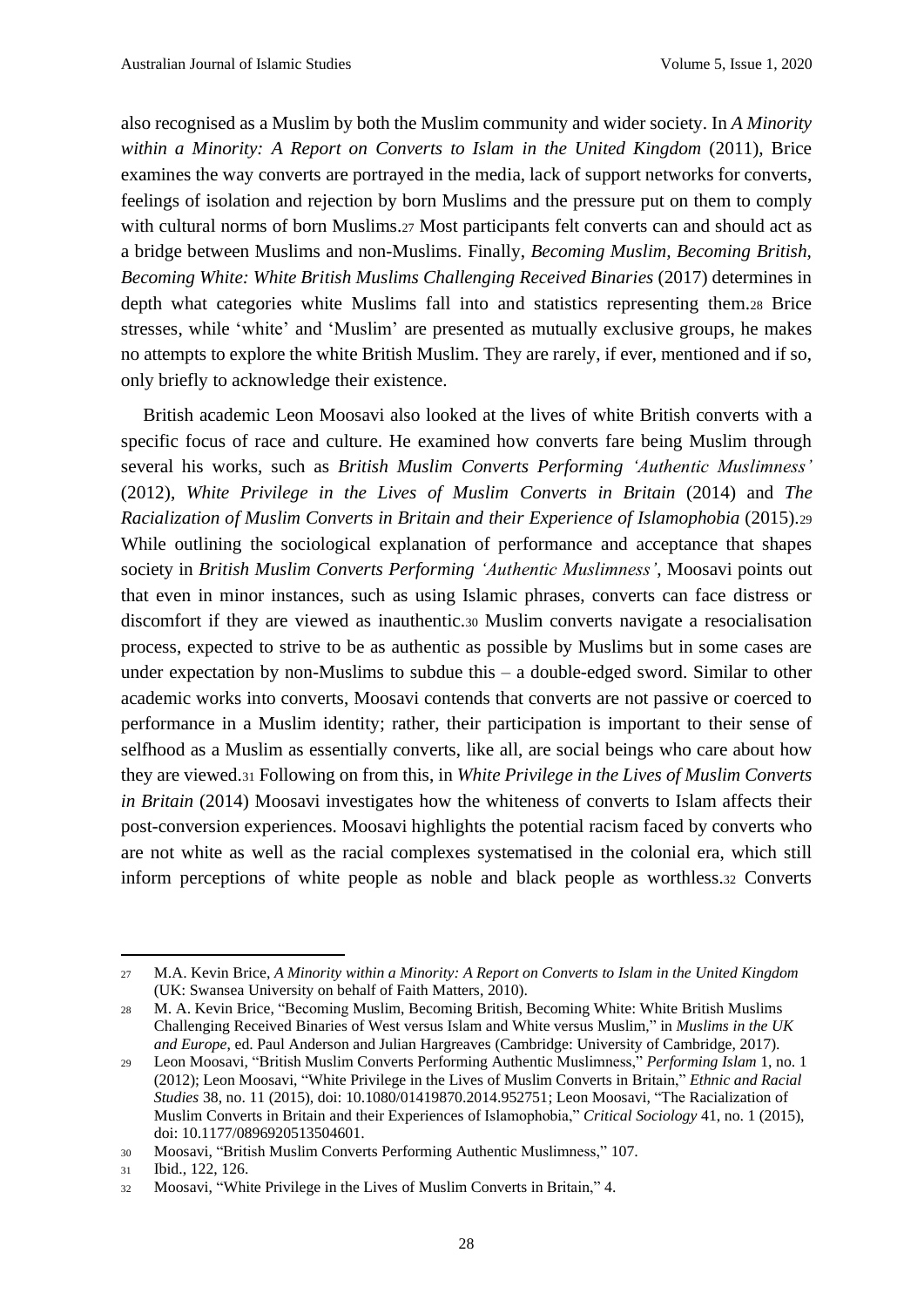also recognised as a Muslim by both the Muslim community and wider society. In *A Minority within a Minority: A Report on Converts to Islam in the United Kingdom* (2011), Brice examines the way converts are portrayed in the media, lack of support networks for converts, feelings of isolation and rejection by born Muslims and the pressure put on them to comply with cultural norms of born Muslims.[27] Most participants felt converts can and should act as a bridge between Muslims and non-Muslims. Finally, *Becoming Muslim, Becoming British, Becoming White: White British Muslims Challenging Received Binaries* (2017) determines in depth what categories white Muslims fall into and statistics representing them.[28] Brice stresses, while 'white' and 'Muslim' are presented as mutually exclusive groups, he makes no attempts to explore the white British Muslim. They are rarely, if ever, mentioned and if so, only briefly to acknowledge their existence.

British academic Leon Moosavi also looked at the lives of white British converts with a specific focus of race and culture. He examined how converts fare being Muslim through several his works, such as *British Muslim Converts Performing 'Authentic Muslimness'* (2012), *White Privilege in the Lives of Muslim Converts in Britain* (2014) and *The Racialization of Muslim Converts in Britain and their Experience of Islamophobia* (2015).[29] While outlining the sociological explanation of performance and acceptance that shapes society in *British Muslim Converts Performing 'Authentic Muslimness'*, Moosavi points out that even in minor instances, such as using Islamic phrases, converts can face distress or discomfort if they are viewed as inauthentic.[30] Muslim converts navigate a resocialisation process, expected to strive to be as authentic as possible by Muslims but in some cases are under expectation by non-Muslims to subdue this – a double-edged sword. Similar to other academic works into converts, Moosavi contends that converts are not passive or coerced to performance in a Muslim identity; rather, their participation is important to their sense of selfhood as a Muslim as essentially converts, like all, are social beings who care about how they are viewed.[31] Following on from this, in *White Privilege in the Lives of Muslim Converts in Britain* (2014) Moosavi investigates how the whiteness of converts to Islam affects their post-conversion experiences. Moosavi highlights the potential racism faced by converts who are not white as well as the racial complexes systematised in the colonial era, which still inform perceptions of white people as noble and black people as worthless.[32] Converts

---

27 M.A. Kevin Brice, *A Minority within a Minority: A Report on Converts to Islam in the United Kingdom* (UK: Swansea University on behalf of Faith Matters, 2010).

28 M. A. Kevin Brice, "Becoming Muslim, Becoming British, Becoming White: White British Muslims Challenging Received Binaries of West versus Islam and White versus Muslim," in *Muslims in the UK and Europe*, ed. Paul Anderson and Julian Hargreaves (Cambridge: University of Cambridge, 2017).

29 Leon Moosavi, "British Muslim Converts Performing Authentic Muslimness," *Performing Islam* 1, no. 1 (2012); Leon Moosavi, "White Privilege in the Lives of Muslim Converts in Britain," *Ethnic and Racial Studies* 38, no. 11 (2015), doi: 10.1080/01419870.2014.952751; Leon Moosavi, "The Racialization of Muslim Converts in Britain and their Experiences of Islamophobia," *Critical Sociology* 41, no. 1 (2015), doi: 10.1177/0896920513504601.

30 Moosavi, "British Muslim Converts Performing Authentic Muslimness," 107.

31 Ibid., 122, 126.

32 Moosavi, "White Privilege in the Lives of Muslim Converts in Britain," 4.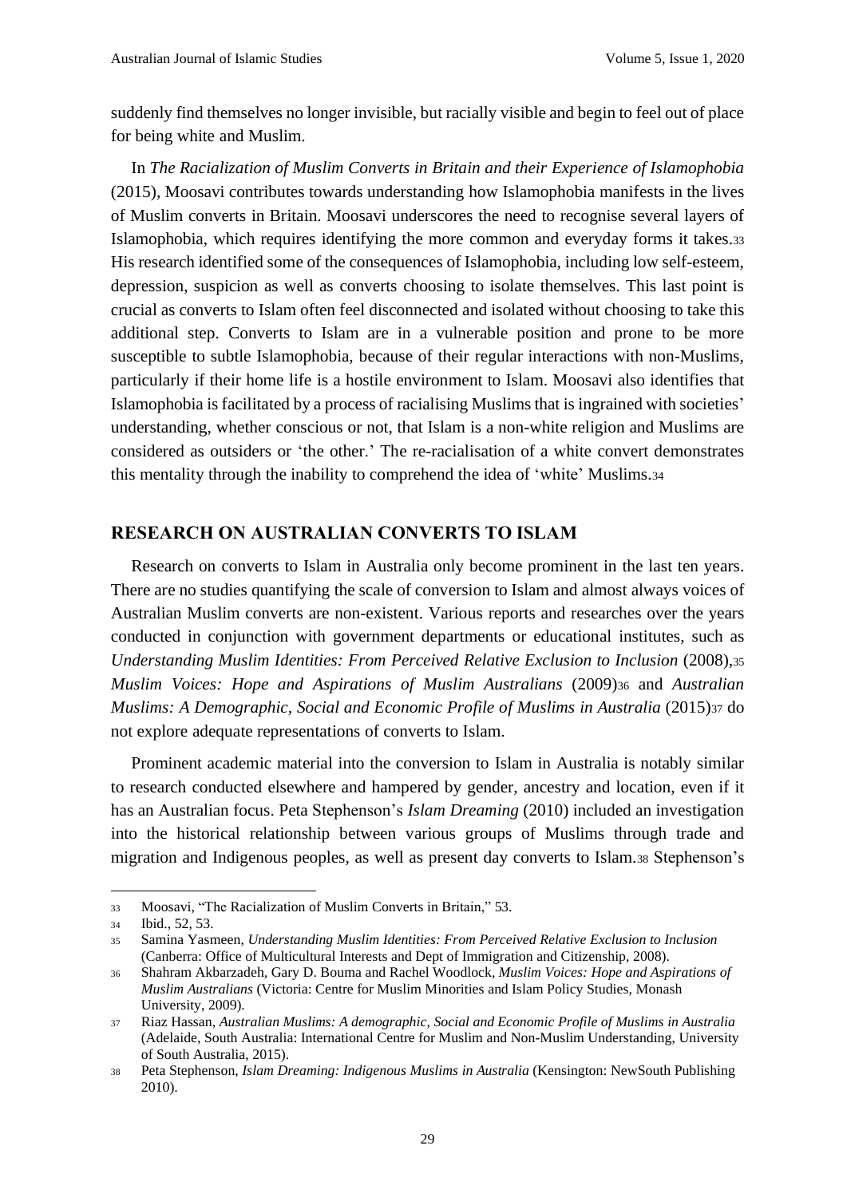suddenly find themselves no longer invisible, but racially visible and begin to feel out of place for being white and Muslim.

In *The Racialization of Muslim Converts in Britain and their Experience of Islamophobia* (2015), Moosavi contributes towards understanding how Islamophobia manifests in the lives of Muslim converts in Britain. Moosavi underscores the need to recognise several layers of Islamophobia, which requires identifying the more common and everyday forms it takes.[33] His research identified some of the consequences of Islamophobia, including low self-esteem, depression, suspicion as well as converts choosing to isolate themselves. This last point is crucial as converts to Islam often feel disconnected and isolated without choosing to take this additional step. Converts to Islam are in a vulnerable position and prone to be more susceptible to subtle Islamophobia, because of their regular interactions with non-Muslims, particularly if their home life is a hostile environment to Islam. Moosavi also identifies that Islamophobia is facilitated by a process of racialising Muslims that is ingrained with societies' understanding, whether conscious or not, that Islam is a non-white religion and Muslims are considered as outsiders or 'the other.' The re-racialisation of a white convert demonstrates this mentality through the inability to comprehend the idea of 'white' Muslims.[34]

## RESEARCH ON AUSTRALIAN CONVERTS TO ISLAM

Research on converts to Islam in Australia only become prominent in the last ten years. There are no studies quantifying the scale of conversion to Islam and almost always voices of Australian Muslim converts are non-existent. Various reports and researches over the years conducted in conjunction with government departments or educational institutes, such as *Understanding Muslim Identities: From Perceived Relative Exclusion to Inclusion* (2008),[35] *Muslim Voices: Hope and Aspirations of Muslim Australians* (2009)[36] and *Australian Muslims: A Demographic, Social and Economic Profile of Muslims in Australia* (2015)[37] do not explore adequate representations of converts to Islam.

Prominent academic material into the conversion to Islam in Australia is notably similar to research conducted elsewhere and hampered by gender, ancestry and location, even if it has an Australian focus. Peta Stephenson's *Islam Dreaming* (2010) included an investigation into the historical relationship between various groups of Muslims through trade and migration and Indigenous peoples, as well as present day converts to Islam.[38] Stephenson's

---

[33] Moosavi, "The Racialization of Muslim Converts in Britain," 53.

[34] Ibid., 52, 53.

[35] Samina Yasmeen, *Understanding Muslim Identities: From Perceived Relative Exclusion to Inclusion* (Canberra: Office of Multicultural Interests and Dept of Immigration and Citizenship, 2008).

[36] Shahram Akbarzadeh, Gary D. Bouma and Rachel Woodlock, *Muslim Voices: Hope and Aspirations of Muslim Australians* (Victoria: Centre for Muslim Minorities and Islam Policy Studies, Monash University, 2009).

[37] Riaz Hassan, *Australian Muslims: A demographic, Social and Economic Profile of Muslims in Australia* (Adelaide, South Australia: International Centre for Muslim and Non-Muslim Understanding, University of South Australia, 2015).

[38] Peta Stephenson, *Islam Dreaming: Indigenous Muslims in Australia* (Kensington: NewSouth Publishing 2010).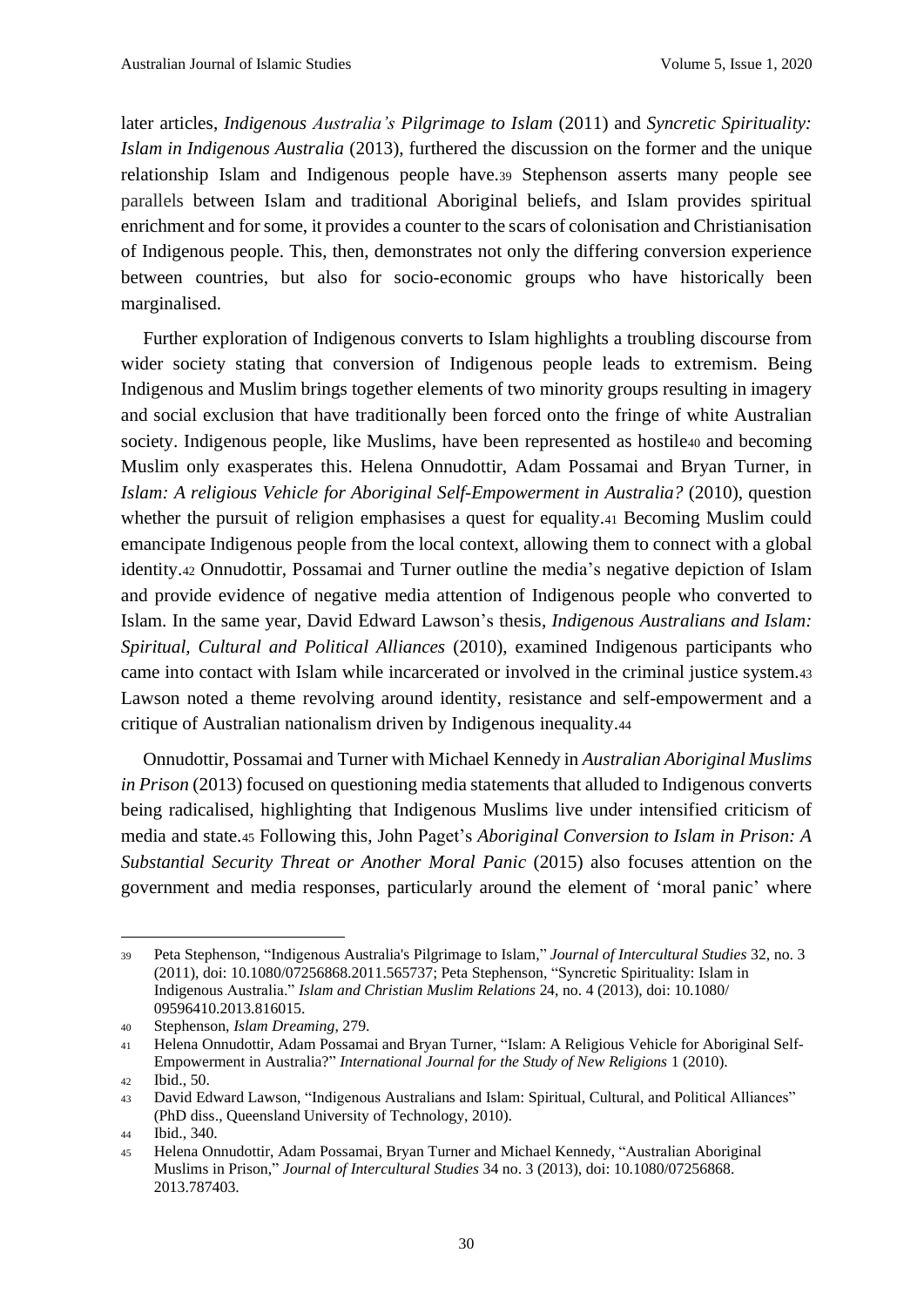later articles, *Indigenous Australia's Pilgrimage to Islam* (2011) and *Syncretic Spirituality: Islam in Indigenous Australia* (2013), furthered the discussion on the former and the unique relationship Islam and Indigenous people have.[39] Stephenson asserts many people see parallels between Islam and traditional Aboriginal beliefs, and Islam provides spiritual enrichment and for some, it provides a counter to the scars of colonisation and Christianisation of Indigenous people. This, then, demonstrates not only the differing conversion experience between countries, but also for socio-economic groups who have historically been marginalised.

Further exploration of Indigenous converts to Islam highlights a troubling discourse from wider society stating that conversion of Indigenous people leads to extremism. Being Indigenous and Muslim brings together elements of two minority groups resulting in imagery and social exclusion that have traditionally been forced onto the fringe of white Australian society. Indigenous people, like Muslims, have been represented as hostile[40] and becoming Muslim only exasperates this. Helena Onnudottir, Adam Possamai and Bryan Turner, in *Islam: A religious Vehicle for Aboriginal Self-Empowerment in Australia?* (2010), question whether the pursuit of religion emphasises a quest for equality.[41] Becoming Muslim could emancipate Indigenous people from the local context, allowing them to connect with a global identity.[42] Onnudottir, Possamai and Turner outline the media's negative depiction of Islam and provide evidence of negative media attention of Indigenous people who converted to Islam. In the same year, David Edward Lawson's thesis, *Indigenous Australians and Islam: Spiritual, Cultural and Political Alliances* (2010), examined Indigenous participants who came into contact with Islam while incarcerated or involved in the criminal justice system.[43] Lawson noted a theme revolving around identity, resistance and self-empowerment and a critique of Australian nationalism driven by Indigenous inequality.[44]

Onnudottir, Possamai and Turner with Michael Kennedy in *Australian Aboriginal Muslims in Prison* (2013) focused on questioning media statements that alluded to Indigenous converts being radicalised, highlighting that Indigenous Muslims live under intensified criticism of media and state.[45] Following this, John Paget's *Aboriginal Conversion to Islam in Prison: A Substantial Security Threat or Another Moral Panic* (2015) also focuses attention on the government and media responses, particularly around the element of 'moral panic' where

---

39 Peta Stephenson, "Indigenous Australia's Pilgrimage to Islam," *Journal of Intercultural Studies* 32, no. 3 (2011), doi: 10.1080/07256868.2011.565737; Peta Stephenson, "Syncretic Spirituality: Islam in Indigenous Australia." *Islam and Christian Muslim Relations* 24, no. 4 (2013), doi: 10.1080/ 09596410.2013.816015.

40 Stephenson, *Islam Dreaming*, 279.

41 Helena Onnudottir, Adam Possamai and Bryan Turner, "Islam: A Religious Vehicle for Aboriginal Self-Empowerment in Australia?" *International Journal for the Study of New Religions* 1 (2010).

42 Ibid., 50.

43 David Edward Lawson, "Indigenous Australians and Islam: Spiritual, Cultural, and Political Alliances" (PhD diss., Queensland University of Technology, 2010).

44 Ibid., 340.

45 Helena Onnudottir, Adam Possamai, Bryan Turner and Michael Kennedy, "Australian Aboriginal Muslims in Prison," *Journal of Intercultural Studies* 34 no. 3 (2013), doi: 10.1080/07256868. 2013.787403.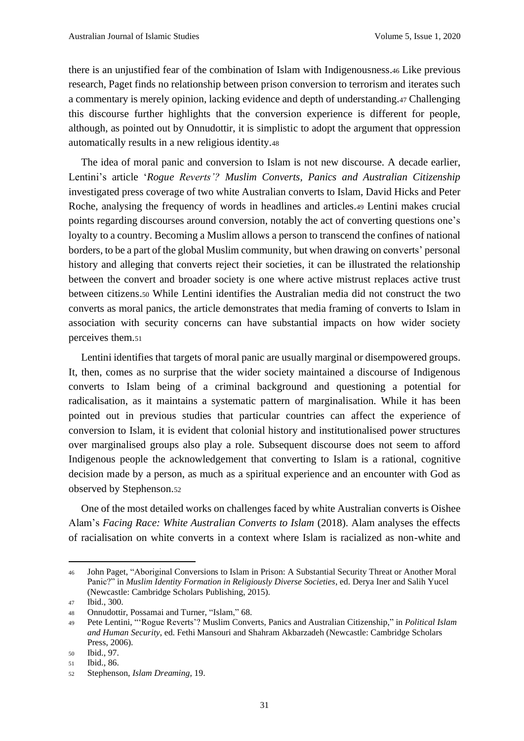there is an unjustified fear of the combination of Islam with Indigenousness.[46] Like previous research, Paget finds no relationship between prison conversion to terrorism and iterates such a commentary is merely opinion, lacking evidence and depth of understanding.[47] Challenging this discourse further highlights that the conversion experience is different for people, although, as pointed out by Onnudottir, it is simplistic to adopt the argument that oppression automatically results in a new religious identity.[48]

The idea of moral panic and conversion to Islam is not new discourse. A decade earlier, Lentini's article '*Rogue Reverts'? Muslim Converts, Panics and Australian Citizenship* investigated press coverage of two white Australian converts to Islam, David Hicks and Peter Roche, analysing the frequency of words in headlines and articles.[49] Lentini makes crucial points regarding discourses around conversion, notably the act of converting questions one's loyalty to a country. Becoming a Muslim allows a person to transcend the confines of national borders, to be a part of the global Muslim community, but when drawing on converts' personal history and alleging that converts reject their societies, it can be illustrated the relationship between the convert and broader society is one where active mistrust replaces active trust between citizens.[50] While Lentini identifies the Australian media did not construct the two converts as moral panics, the article demonstrates that media framing of converts to Islam in association with security concerns can have substantial impacts on how wider society perceives them.[51]

Lentini identifies that targets of moral panic are usually marginal or disempowered groups. It, then, comes as no surprise that the wider society maintained a discourse of Indigenous converts to Islam being of a criminal background and questioning a potential for radicalisation, as it maintains a systematic pattern of marginalisation. While it has been pointed out in previous studies that particular countries can affect the experience of conversion to Islam, it is evident that colonial history and institutionalised power structures over marginalised groups also play a role. Subsequent discourse does not seem to afford Indigenous people the acknowledgement that converting to Islam is a rational, cognitive decision made by a person, as much as a spiritual experience and an encounter with God as observed by Stephenson.[52]

One of the most detailed works on challenges faced by white Australian converts is Oishee Alam's *Facing Race: White Australian Converts to Islam* (2018). Alam analyses the effects of racialisation on white converts in a context where Islam is racialized as non-white and

---

46 John Paget, "Aboriginal Conversions to Islam in Prison: A Substantial Security Threat or Another Moral Panic?" in *Muslim Identity Formation in Religiously Diverse Societies*, ed. Derya Iner and Salih Yucel (Newcastle: Cambridge Scholars Publishing, 2015).

47 Ibid., 300.

48 Onnudottir, Possamai and Turner, "Islam," 68.

49 Pete Lentini, "'Rogue Reverts'? Muslim Converts, Panics and Australian Citizenship," in *Political Islam and Human Security*, ed. Fethi Mansouri and Shahram Akbarzadeh (Newcastle: Cambridge Scholars Press, 2006).

50 Ibid., 97.

51 Ibid., 86.

52 Stephenson, *Islam Dreaming,* 19.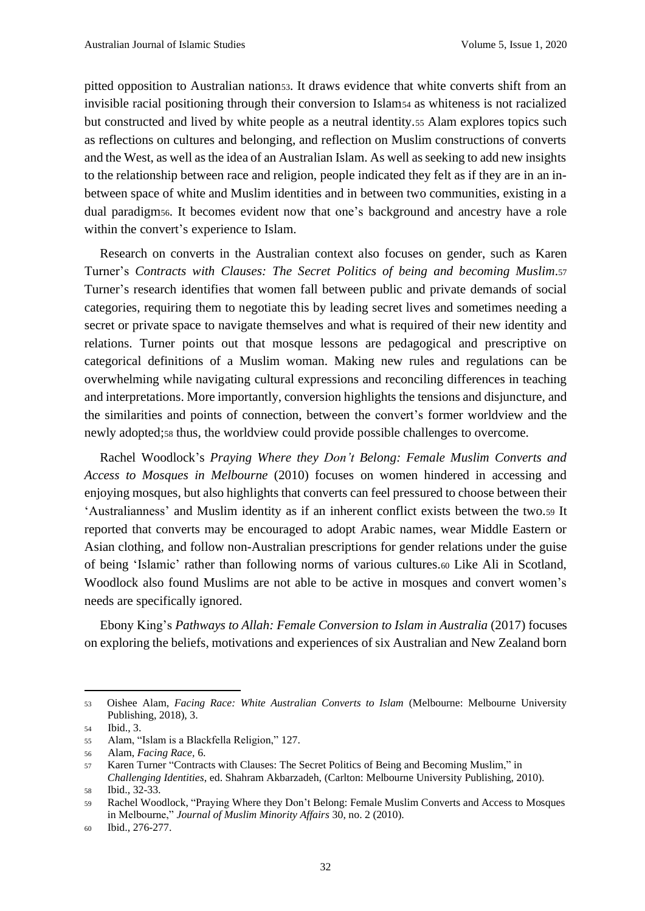pitted opposition to Australian nation[53]. It draws evidence that white converts shift from an invisible racial positioning through their conversion to Islam[54] as whiteness is not racialized but constructed and lived by white people as a neutral identity.[55] Alam explores topics such as reflections on cultures and belonging, and reflection on Muslim constructions of converts and the West, as well as the idea of an Australian Islam. As well as seeking to add new insights to the relationship between race and religion, people indicated they felt as if they are in an in-between space of white and Muslim identities and in between two communities, existing in a dual paradigm[56]. It becomes evident now that one's background and ancestry have a role within the convert's experience to Islam.

Research on converts in the Australian context also focuses on gender, such as Karen Turner's *Contracts with Clauses: The Secret Politics of being and becoming Muslim*.[57] Turner's research identifies that women fall between public and private demands of social categories, requiring them to negotiate this by leading secret lives and sometimes needing a secret or private space to navigate themselves and what is required of their new identity and relations. Turner points out that mosque lessons are pedagogical and prescriptive on categorical definitions of a Muslim woman. Making new rules and regulations can be overwhelming while navigating cultural expressions and reconciling differences in teaching and interpretations. More importantly, conversion highlights the tensions and disjuncture, and the similarities and points of connection, between the convert's former worldview and the newly adopted;[58] thus, the worldview could provide possible challenges to overcome.

Rachel Woodlock's *Praying Where they Don't Belong: Female Muslim Converts and Access to Mosques in Melbourne* (2010) focuses on women hindered in accessing and enjoying mosques, but also highlights that converts can feel pressured to choose between their 'Australianness' and Muslim identity as if an inherent conflict exists between the two.[59] It reported that converts may be encouraged to adopt Arabic names, wear Middle Eastern or Asian clothing, and follow non-Australian prescriptions for gender relations under the guise of being 'Islamic' rather than following norms of various cultures.[60] Like Ali in Scotland, Woodlock also found Muslims are not able to be active in mosques and convert women's needs are specifically ignored.

Ebony King's *Pathways to Allah: Female Conversion to Islam in Australia* (2017) focuses on exploring the beliefs, motivations and experiences of six Australian and New Zealand born

---

[53] Oishee Alam, *Facing Race: White Australian Converts to Islam* (Melbourne: Melbourne University Publishing, 2018), 3.

[54] Ibid., 3.

[55] Alam, "Islam is a Blackfella Religion," 127.

[56] Alam, *Facing Race*, 6.

[57] Karen Turner "Contracts with Clauses: The Secret Politics of Being and Becoming Muslim," in *Challenging Identities*, ed. Shahram Akbarzadeh, (Carlton: Melbourne University Publishing, 2010).

[58] Ibid., 32-33.

[59] Rachel Woodlock, "Praying Where they Don't Belong: Female Muslim Converts and Access to Mosques in Melbourne," *Journal of Muslim Minority Affairs* 30, no. 2 (2010).

[60] Ibid., 276-277.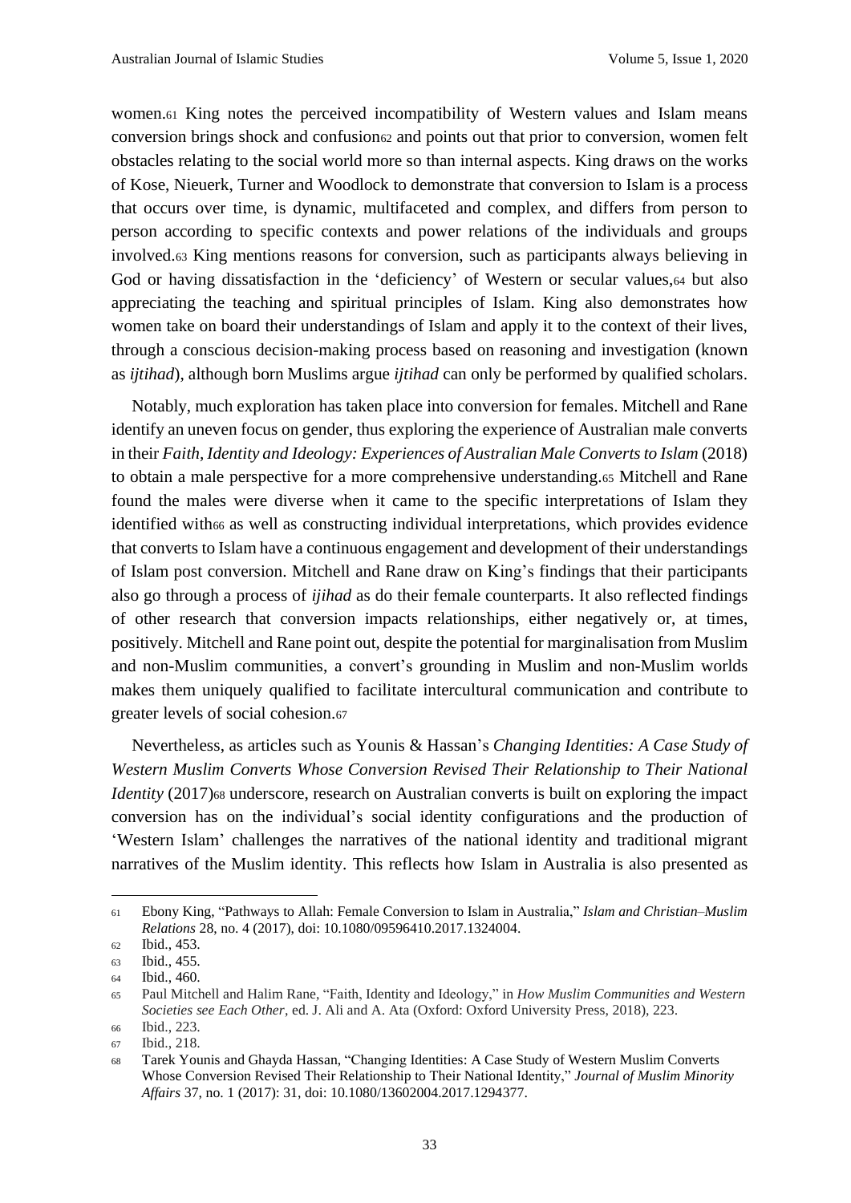women.[61] King notes the perceived incompatibility of Western values and Islam means conversion brings shock and confusion[62] and points out that prior to conversion, women felt obstacles relating to the social world more so than internal aspects. King draws on the works of Kose, Nieuerk, Turner and Woodlock to demonstrate that conversion to Islam is a process that occurs over time, is dynamic, multifaceted and complex, and differs from person to person according to specific contexts and power relations of the individuals and groups involved.[63] King mentions reasons for conversion, such as participants always believing in God or having dissatisfaction in the 'deficiency' of Western or secular values,[64] but also appreciating the teaching and spiritual principles of Islam. King also demonstrates how women take on board their understandings of Islam and apply it to the context of their lives, through a conscious decision-making process based on reasoning and investigation (known as *ijtihad*), although born Muslims argue *ijtihad* can only be performed by qualified scholars.

Notably, much exploration has taken place into conversion for females. Mitchell and Rane identify an uneven focus on gender, thus exploring the experience of Australian male converts in their *Faith, Identity and Ideology: Experiences of Australian Male Converts to Islam* (2018) to obtain a male perspective for a more comprehensive understanding.[65] Mitchell and Rane found the males were diverse when it came to the specific interpretations of Islam they identified with[66] as well as constructing individual interpretations, which provides evidence that converts to Islam have a continuous engagement and development of their understandings of Islam post conversion. Mitchell and Rane draw on King's findings that their participants also go through a process of *ijihad* as do their female counterparts. It also reflected findings of other research that conversion impacts relationships, either negatively or, at times, positively. Mitchell and Rane point out, despite the potential for marginalisation from Muslim and non-Muslim communities, a convert's grounding in Muslim and non-Muslim worlds makes them uniquely qualified to facilitate intercultural communication and contribute to greater levels of social cohesion.[67]

Nevertheless, as articles such as Younis & Hassan's *Changing Identities: A Case Study of Western Muslim Converts Whose Conversion Revised Their Relationship to Their National Identity* (2017)[68] underscore, research on Australian converts is built on exploring the impact conversion has on the individual's social identity configurations and the production of 'Western Islam' challenges the narratives of the national identity and traditional migrant narratives of the Muslim identity. This reflects how Islam in Australia is also presented as

---

61 Ebony King, "Pathways to Allah: Female Conversion to Islam in Australia," *Islam and Christian–Muslim Relations* 28, no. 4 (2017), doi: 10.1080/09596410.2017.1324004.

62 Ibid., 453.

63 Ibid., 455.

64 Ibid., 460.

65 Paul Mitchell and Halim Rane, "Faith, Identity and Ideology," in *How Muslim Communities and Western Societies see Each Other*, ed. J. Ali and A. Ata (Oxford: Oxford University Press, 2018), 223.

66 Ibid., 223.

67 Ibid., 218.

68 Tarek Younis and Ghayda Hassan, "Changing Identities: A Case Study of Western Muslim Converts Whose Conversion Revised Their Relationship to Their National Identity," *Journal of Muslim Minority Affairs* 37, no. 1 (2017): 31, doi: 10.1080/13602004.2017.1294377.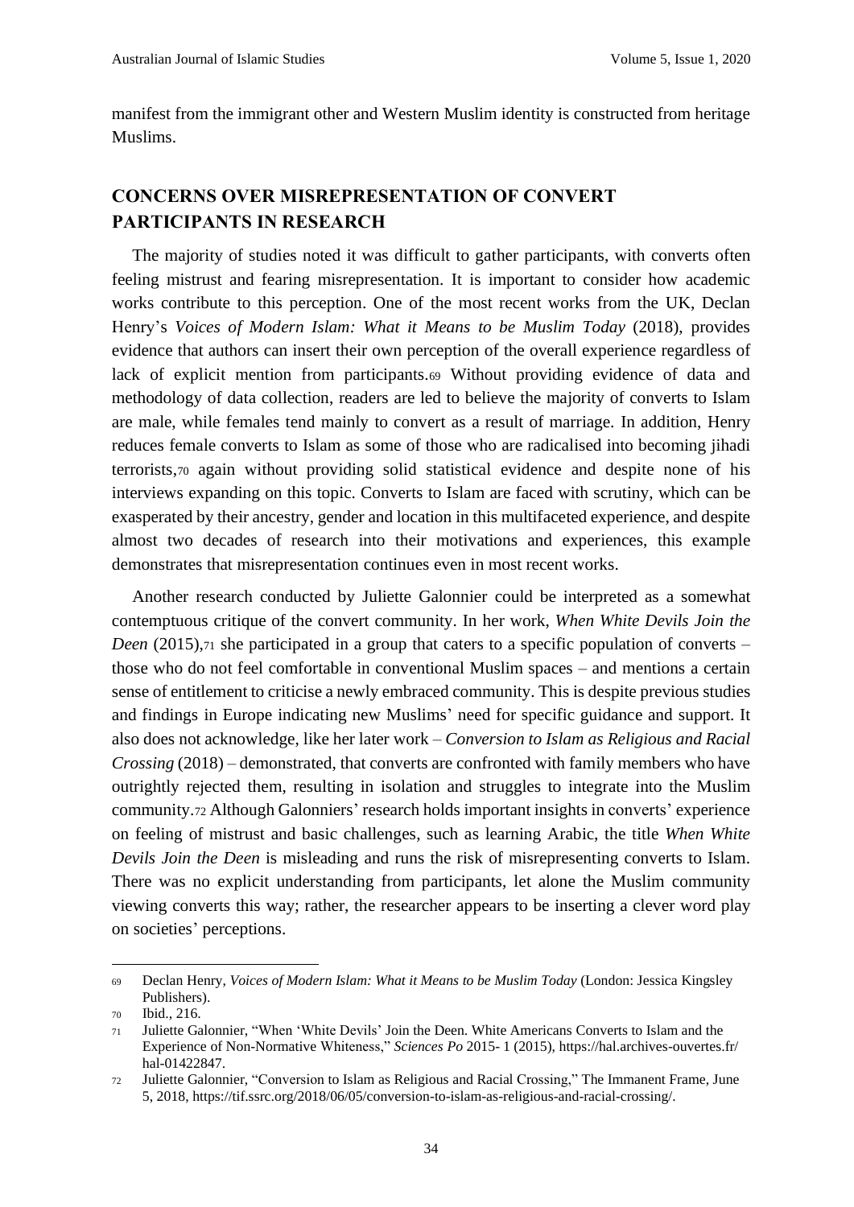manifest from the immigrant other and Western Muslim identity is constructed from heritage Muslims.

## CONCERNS OVER MISREPRESENTATION OF CONVERT PARTICIPANTS IN RESEARCH

The majority of studies noted it was difficult to gather participants, with converts often feeling mistrust and fearing misrepresentation. It is important to consider how academic works contribute to this perception. One of the most recent works from the UK, Declan Henry's *Voices of Modern Islam: What it Means to be Muslim Today* (2018), provides evidence that authors can insert their own perception of the overall experience regardless of lack of explicit mention from participants.[69] Without providing evidence of data and methodology of data collection, readers are led to believe the majority of converts to Islam are male, while females tend mainly to convert as a result of marriage. In addition, Henry reduces female converts to Islam as some of those who are radicalised into becoming jihadi terrorists,[70] again without providing solid statistical evidence and despite none of his interviews expanding on this topic. Converts to Islam are faced with scrutiny, which can be exasperated by their ancestry, gender and location in this multifaceted experience, and despite almost two decades of research into their motivations and experiences, this example demonstrates that misrepresentation continues even in most recent works.

Another research conducted by Juliette Galonnier could be interpreted as a somewhat contemptuous critique of the convert community. In her work, *When White Devils Join the Deen* (2015),[71] she participated in a group that caters to a specific population of converts – those who do not feel comfortable in conventional Muslim spaces – and mentions a certain sense of entitlement to criticise a newly embraced community. This is despite previous studies and findings in Europe indicating new Muslims' need for specific guidance and support. It also does not acknowledge, like her later work – *Conversion to Islam as Religious and Racial Crossing* (2018) – demonstrated, that converts are confronted with family members who have outrightly rejected them, resulting in isolation and struggles to integrate into the Muslim community.[72] Although Galonniers' research holds important insights in converts' experience on feeling of mistrust and basic challenges, such as learning Arabic, the title *When White Devils Join the Deen* is misleading and runs the risk of misrepresenting converts to Islam. There was no explicit understanding from participants, let alone the Muslim community viewing converts this way; rather, the researcher appears to be inserting a clever word play on societies' perceptions.

---

[69] Declan Henry, *Voices of Modern Islam: What it Means to be Muslim Today* (London: Jessica Kingsley Publishers).

[70] Ibid., 216.

[71] Juliette Galonnier, "When 'White Devils' Join the Deen. White Americans Converts to Islam and the Experience of Non-Normative Whiteness," *Sciences Po* 2015- 1 (2015), https://hal.archives-ouvertes.fr/hal-01422847.

[72] Juliette Galonnier, "Conversion to Islam as Religious and Racial Crossing," The Immanent Frame, June 5, 2018, https://tif.ssrc.org/2018/06/05/conversion-to-islam-as-religious-and-racial-crossing/.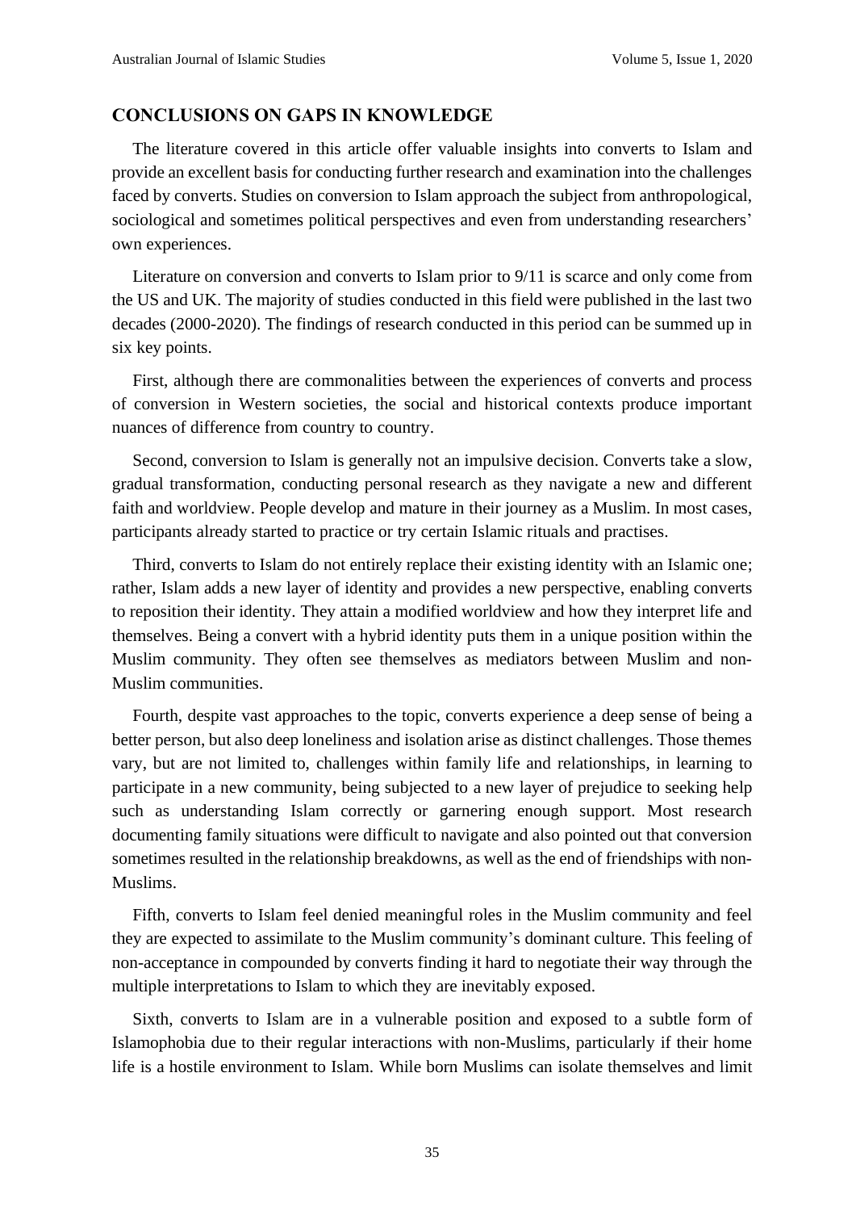## CONCLUSIONS ON GAPS IN KNOWLEDGE

The literature covered in this article offer valuable insights into converts to Islam and provide an excellent basis for conducting further research and examination into the challenges faced by converts. Studies on conversion to Islam approach the subject from anthropological, sociological and sometimes political perspectives and even from understanding researchers' own experiences.

Literature on conversion and converts to Islam prior to 9/11 is scarce and only come from the US and UK. The majority of studies conducted in this field were published in the last two decades (2000-2020). The findings of research conducted in this period can be summed up in six key points.

First, although there are commonalities between the experiences of converts and process of conversion in Western societies, the social and historical contexts produce important nuances of difference from country to country.

Second, conversion to Islam is generally not an impulsive decision. Converts take a slow, gradual transformation, conducting personal research as they navigate a new and different faith and worldview. People develop and mature in their journey as a Muslim. In most cases, participants already started to practice or try certain Islamic rituals and practises.

Third, converts to Islam do not entirely replace their existing identity with an Islamic one; rather, Islam adds a new layer of identity and provides a new perspective, enabling converts to reposition their identity. They attain a modified worldview and how they interpret life and themselves. Being a convert with a hybrid identity puts them in a unique position within the Muslim community. They often see themselves as mediators between Muslim and non-Muslim communities.

Fourth, despite vast approaches to the topic, converts experience a deep sense of being a better person, but also deep loneliness and isolation arise as distinct challenges. Those themes vary, but are not limited to, challenges within family life and relationships, in learning to participate in a new community, being subjected to a new layer of prejudice to seeking help such as understanding Islam correctly or garnering enough support. Most research documenting family situations were difficult to navigate and also pointed out that conversion sometimes resulted in the relationship breakdowns, as well as the end of friendships with non-Muslims.

Fifth, converts to Islam feel denied meaningful roles in the Muslim community and feel they are expected to assimilate to the Muslim community's dominant culture. This feeling of non-acceptance in compounded by converts finding it hard to negotiate their way through the multiple interpretations to Islam to which they are inevitably exposed.

Sixth, converts to Islam are in a vulnerable position and exposed to a subtle form of Islamophobia due to their regular interactions with non-Muslims, particularly if their home life is a hostile environment to Islam. While born Muslims can isolate themselves and limit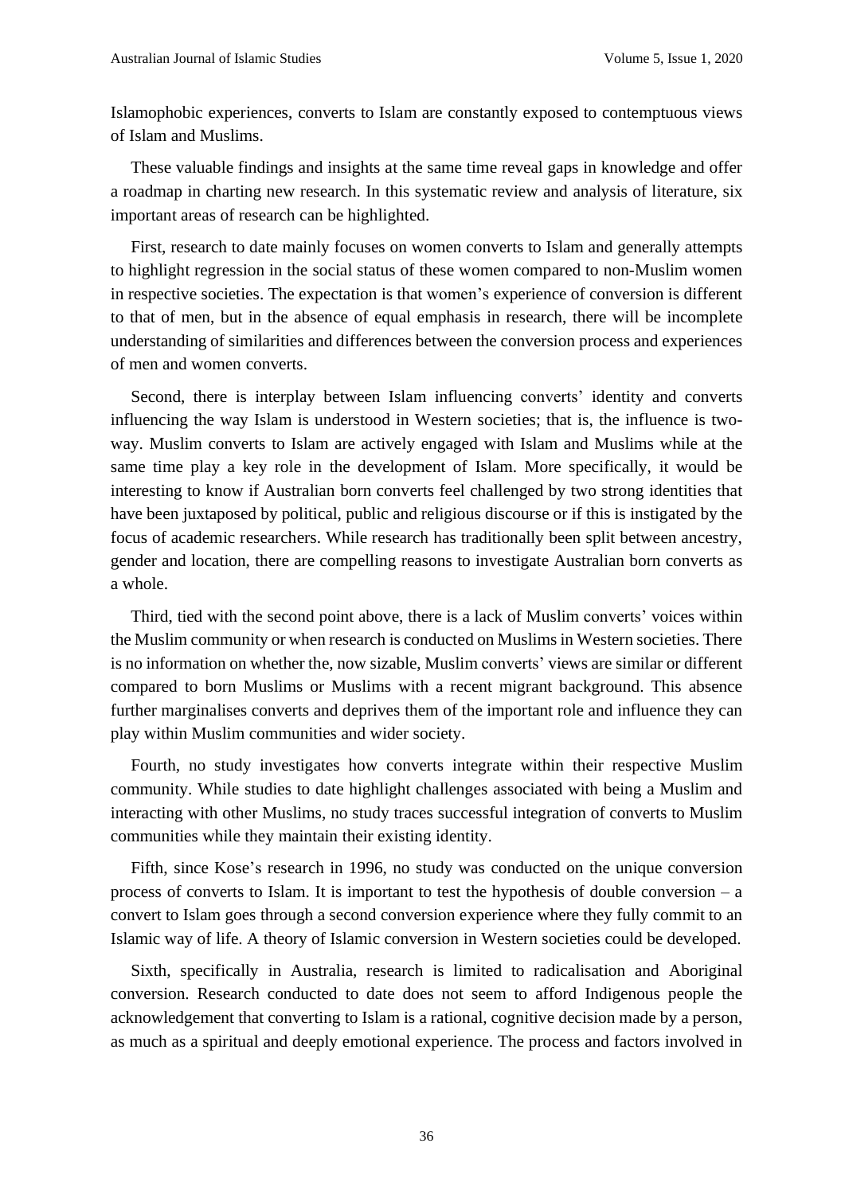Islamophobic experiences, converts to Islam are constantly exposed to contemptuous views of Islam and Muslims.

These valuable findings and insights at the same time reveal gaps in knowledge and offer a roadmap in charting new research. In this systematic review and analysis of literature, six important areas of research can be highlighted.

First, research to date mainly focuses on women converts to Islam and generally attempts to highlight regression in the social status of these women compared to non-Muslim women in respective societies. The expectation is that women's experience of conversion is different to that of men, but in the absence of equal emphasis in research, there will be incomplete understanding of similarities and differences between the conversion process and experiences of men and women converts.

Second, there is interplay between Islam influencing converts' identity and converts influencing the way Islam is understood in Western societies; that is, the influence is two-way. Muslim converts to Islam are actively engaged with Islam and Muslims while at the same time play a key role in the development of Islam. More specifically, it would be interesting to know if Australian born converts feel challenged by two strong identities that have been juxtaposed by political, public and religious discourse or if this is instigated by the focus of academic researchers. While research has traditionally been split between ancestry, gender and location, there are compelling reasons to investigate Australian born converts as a whole.

Third, tied with the second point above, there is a lack of Muslim converts' voices within the Muslim community or when research is conducted on Muslims in Western societies. There is no information on whether the, now sizable, Muslim converts' views are similar or different compared to born Muslims or Muslims with a recent migrant background. This absence further marginalises converts and deprives them of the important role and influence they can play within Muslim communities and wider society.

Fourth, no study investigates how converts integrate within their respective Muslim community. While studies to date highlight challenges associated with being a Muslim and interacting with other Muslims, no study traces successful integration of converts to Muslim communities while they maintain their existing identity.

Fifth, since Kose's research in 1996, no study was conducted on the unique conversion process of converts to Islam. It is important to test the hypothesis of double conversion – a convert to Islam goes through a second conversion experience where they fully commit to an Islamic way of life. A theory of Islamic conversion in Western societies could be developed.

Sixth, specifically in Australia, research is limited to radicalisation and Aboriginal conversion. Research conducted to date does not seem to afford Indigenous people the acknowledgement that converting to Islam is a rational, cognitive decision made by a person, as much as a spiritual and deeply emotional experience. The process and factors involved in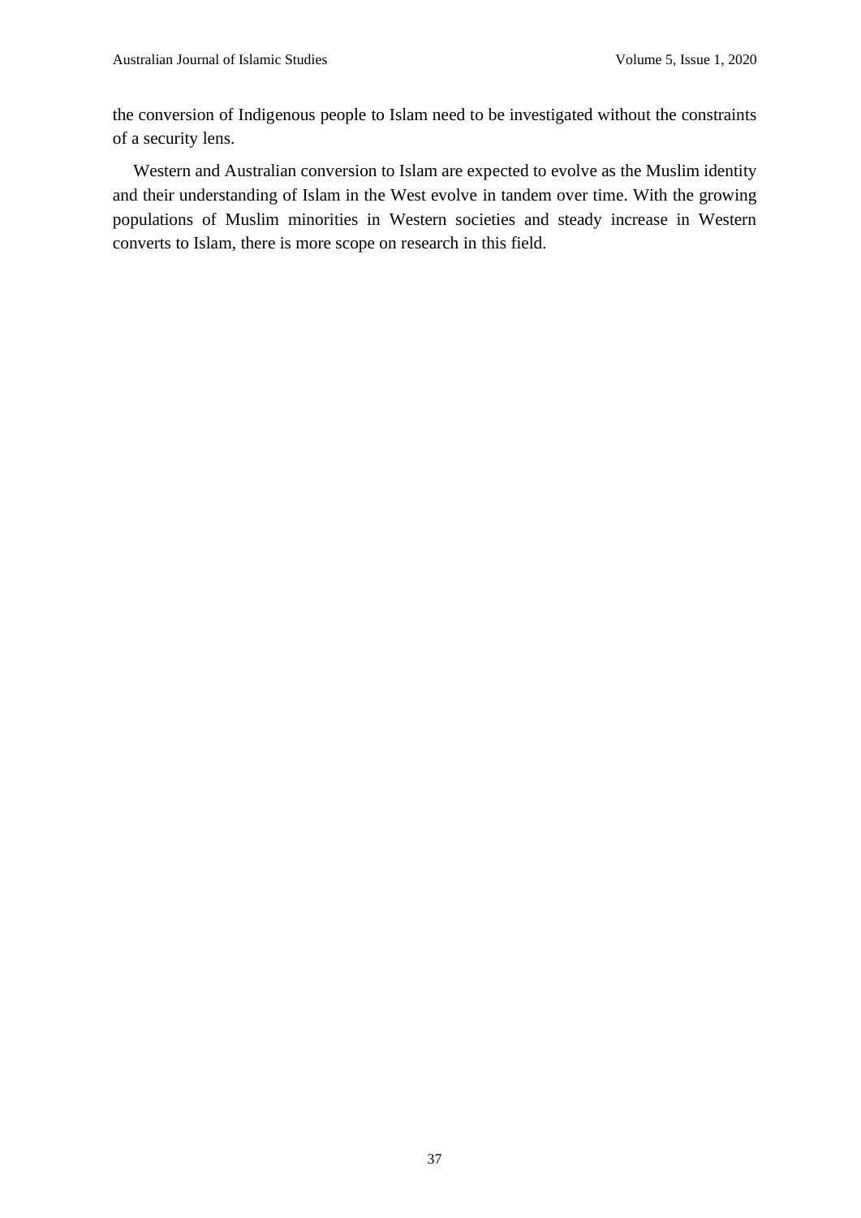the conversion of Indigenous people to Islam need to be investigated without the constraints of a security lens.

Western and Australian conversion to Islam are expected to evolve as the Muslim identity and their understanding of Islam in the West evolve in tandem over time. With the growing populations of Muslim minorities in Western societies and steady increase in Western converts to Islam, there is more scope on research in this field.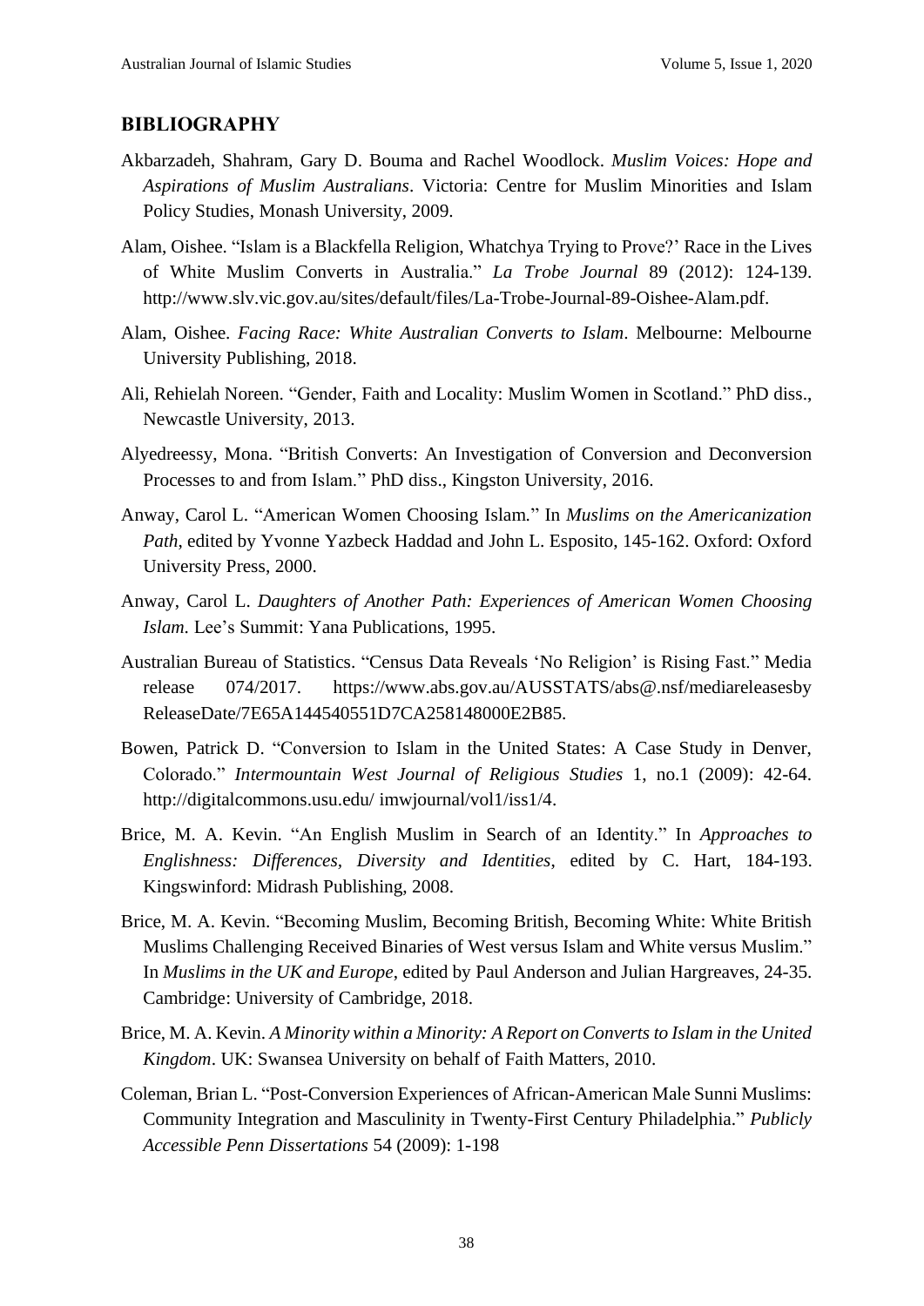## BIBLIOGRAPHY

Akbarzadeh, Shahram, Gary D. Bouma and Rachel Woodlock. *Muslim Voices: Hope and Aspirations of Muslim Australians*. Victoria: Centre for Muslim Minorities and Islam Policy Studies, Monash University, 2009.

Alam, Oishee. "Islam is a Blackfella Religion, Whatchya Trying to Prove?' Race in the Lives of White Muslim Converts in Australia." *La Trobe Journal* 89 (2012): 124-139. http://www.slv.vic.gov.au/sites/default/files/La-Trobe-Journal-89-Oishee-Alam.pdf.

Alam, Oishee. *Facing Race: White Australian Converts to Islam*. Melbourne: Melbourne University Publishing, 2018.

Ali, Rehielah Noreen. "Gender, Faith and Locality: Muslim Women in Scotland." PhD diss., Newcastle University, 2013.

Alyedreessy, Mona. "British Converts: An Investigation of Conversion and Deconversion Processes to and from Islam." PhD diss., Kingston University, 2016.

Anway, Carol L. "American Women Choosing Islam." In *Muslims on the Americanization Path*, edited by Yvonne Yazbeck Haddad and John L. Esposito, 145-162. Oxford: Oxford University Press, 2000.

Anway, Carol L. *Daughters of Another Path: Experiences of American Women Choosing Islam*. Lee's Summit: Yana Publications, 1995.

Australian Bureau of Statistics. "Census Data Reveals 'No Religion' is Rising Fast." Media release 074/2017. https://www.abs.gov.au/AUSSTATS/abs@.nsf/mediareleasesbyReleaseDate/7E65A144540551D7CA258148000E2B85.

Bowen, Patrick D. "Conversion to Islam in the United States: A Case Study in Denver, Colorado." *Intermountain West Journal of Religious Studies* 1, no.1 (2009): 42-64. http://digitalcommons.usu.edu/ imwjournal/vol1/iss1/4.

Brice, M. A. Kevin. "An English Muslim in Search of an Identity." In *Approaches to Englishness: Differences, Diversity and Identities*, edited by C. Hart, 184-193. Kingswinford: Midrash Publishing, 2008.

Brice, M. A. Kevin. "Becoming Muslim, Becoming British, Becoming White: White British Muslims Challenging Received Binaries of West versus Islam and White versus Muslim." In *Muslims in the UK and Europe*, edited by Paul Anderson and Julian Hargreaves, 24-35. Cambridge: University of Cambridge, 2018.

Brice, M. A. Kevin. *A Minority within a Minority: A Report on Converts to Islam in the United Kingdom*. UK: Swansea University on behalf of Faith Matters, 2010.

Coleman, Brian L. "Post-Conversion Experiences of African-American Male Sunni Muslims: Community Integration and Masculinity in Twenty-First Century Philadelphia." *Publicly Accessible Penn Dissertations* 54 (2009): 1-198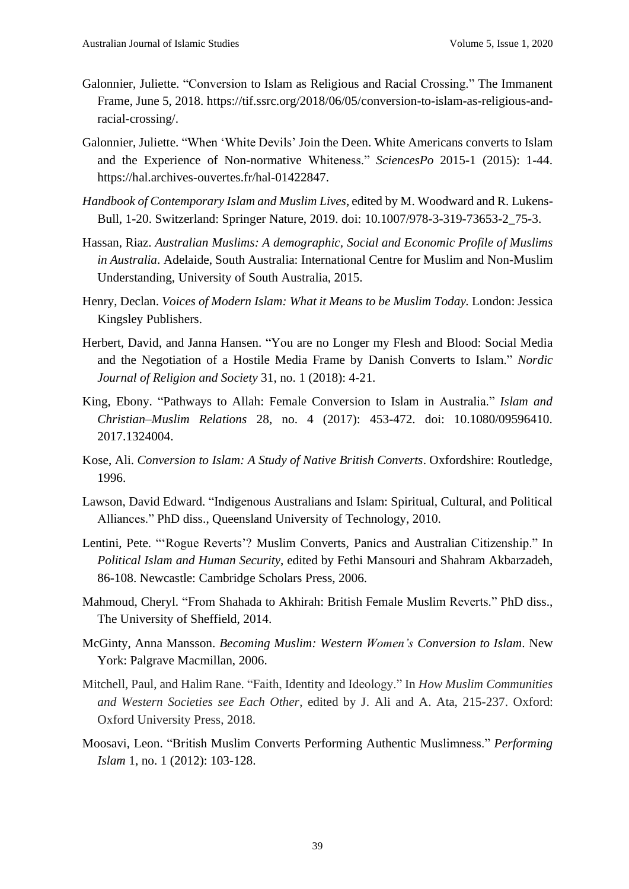Galonnier, Juliette. "Conversion to Islam as Religious and Racial Crossing." The Immanent Frame, June 5, 2018. https://tif.ssrc.org/2018/06/05/conversion-to-islam-as-religious-and-racial-crossing/.

Galonnier, Juliette. "When 'White Devils' Join the Deen. White Americans converts to Islam and the Experience of Non-normative Whiteness." *SciencesPo* 2015-1 (2015): 1-44. https://hal.archives-ouvertes.fr/hal-01422847.

*Handbook of Contemporary Islam and Muslim Lives*, edited by M. Woodward and R. Lukens-Bull, 1-20. Switzerland: Springer Nature, 2019. doi: 10.1007/978-3-319-73653-2_75-3.

Hassan, Riaz. *Australian Muslims: A demographic, Social and Economic Profile of Muslims in Australia*. Adelaide, South Australia: International Centre for Muslim and Non-Muslim Understanding, University of South Australia, 2015.

Henry, Declan. *Voices of Modern Islam: What it Means to be Muslim Today.* London: Jessica Kingsley Publishers.

Herbert, David, and Janna Hansen. "You are no Longer my Flesh and Blood: Social Media and the Negotiation of a Hostile Media Frame by Danish Converts to Islam." *Nordic Journal of Religion and Society* 31, no. 1 (2018): 4-21.

King, Ebony. "Pathways to Allah: Female Conversion to Islam in Australia." *Islam and Christian–Muslim Relations* 28, no. 4 (2017): 453-472. doi: 10.1080/09596410.2017.1324004.

Kose, Ali. *Conversion to Islam: A Study of Native British Converts*. Oxfordshire: Routledge, 1996.

Lawson, David Edward. "Indigenous Australians and Islam: Spiritual, Cultural, and Political Alliances." PhD diss., Queensland University of Technology, 2010.

Lentini, Pete. "'Rogue Reverts'? Muslim Converts, Panics and Australian Citizenship." In *Political Islam and Human Security*, edited by Fethi Mansouri and Shahram Akbarzadeh, 86-108. Newcastle: Cambridge Scholars Press, 2006.

Mahmoud, Cheryl. "From Shahada to Akhirah: British Female Muslim Reverts." PhD diss., The University of Sheffield, 2014.

McGinty, Anna Mansson. *Becoming Muslim: Western Women's Conversion to Islam*. New York: Palgrave Macmillan, 2006.

Mitchell, Paul, and Halim Rane. "Faith, Identity and Ideology." In *How Muslim Communities and Western Societies see Each Other*, edited by J. Ali and A. Ata, 215-237. Oxford: Oxford University Press, 2018.

Moosavi, Leon. "British Muslim Converts Performing Authentic Muslimness." *Performing Islam* 1, no. 1 (2012): 103-128.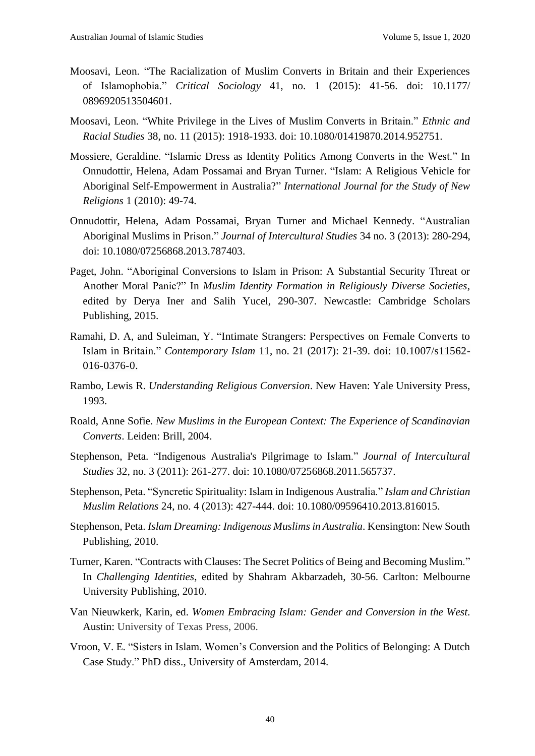Moosavi, Leon. "The Racialization of Muslim Converts in Britain and their Experiences of Islamophobia." *Critical Sociology* 41, no. 1 (2015): 41-56. doi: 10.1177/ 0896920513504601.

Moosavi, Leon. "White Privilege in the Lives of Muslim Converts in Britain." *Ethnic and Racial Studies* 38, no. 11 (2015): 1918-1933. doi: 10.1080/01419870.2014.952751.

Mossiere, Geraldine. "Islamic Dress as Identity Politics Among Converts in the West." In Onnudottir, Helena, Adam Possamai and Bryan Turner. "Islam: A Religious Vehicle for Aboriginal Self-Empowerment in Australia?" *International Journal for the Study of New Religions* 1 (2010): 49-74.

Onnudottir, Helena, Adam Possamai, Bryan Turner and Michael Kennedy. "Australian Aboriginal Muslims in Prison." *Journal of Intercultural Studies* 34 no. 3 (2013): 280-294, doi: 10.1080/07256868.2013.787403.

Paget, John. "Aboriginal Conversions to Islam in Prison: A Substantial Security Threat or Another Moral Panic?" In *Muslim Identity Formation in Religiously Diverse Societies*, edited by Derya Iner and Salih Yucel, 290-307. Newcastle: Cambridge Scholars Publishing, 2015.

Ramahi, D. A, and Suleiman, Y. "Intimate Strangers: Perspectives on Female Converts to Islam in Britain." *Contemporary Islam* 11, no. 21 (2017): 21-39. doi: 10.1007/s11562-016-0376-0.

Rambo, Lewis R. *Understanding Religious Conversion*. New Haven: Yale University Press, 1993.

Roald, Anne Sofie. *New Muslims in the European Context: The Experience of Scandinavian Converts*. Leiden: Brill, 2004.

Stephenson, Peta. "Indigenous Australia's Pilgrimage to Islam." *Journal of Intercultural Studies* 32, no. 3 (2011): 261-277. doi: 10.1080/07256868.2011.565737.

Stephenson, Peta. "Syncretic Spirituality: Islam in Indigenous Australia." *Islam and Christian Muslim Relations* 24, no. 4 (2013): 427-444. doi: 10.1080/09596410.2013.816015.

Stephenson, Peta. *Islam Dreaming: Indigenous Muslims in Australia*. Kensington: New South Publishing, 2010.

Turner, Karen. "Contracts with Clauses: The Secret Politics of Being and Becoming Muslim." In *Challenging Identities*, edited by Shahram Akbarzadeh, 30-56. Carlton: Melbourne University Publishing, 2010.

Van Nieuwkerk, Karin, ed. *Women Embracing Islam: Gender and Conversion in the West*. Austin: University of Texas Press, 2006.

Vroon, V. E. "Sisters in Islam. Women's Conversion and the Politics of Belonging: A Dutch Case Study." PhD diss., University of Amsterdam, 2014.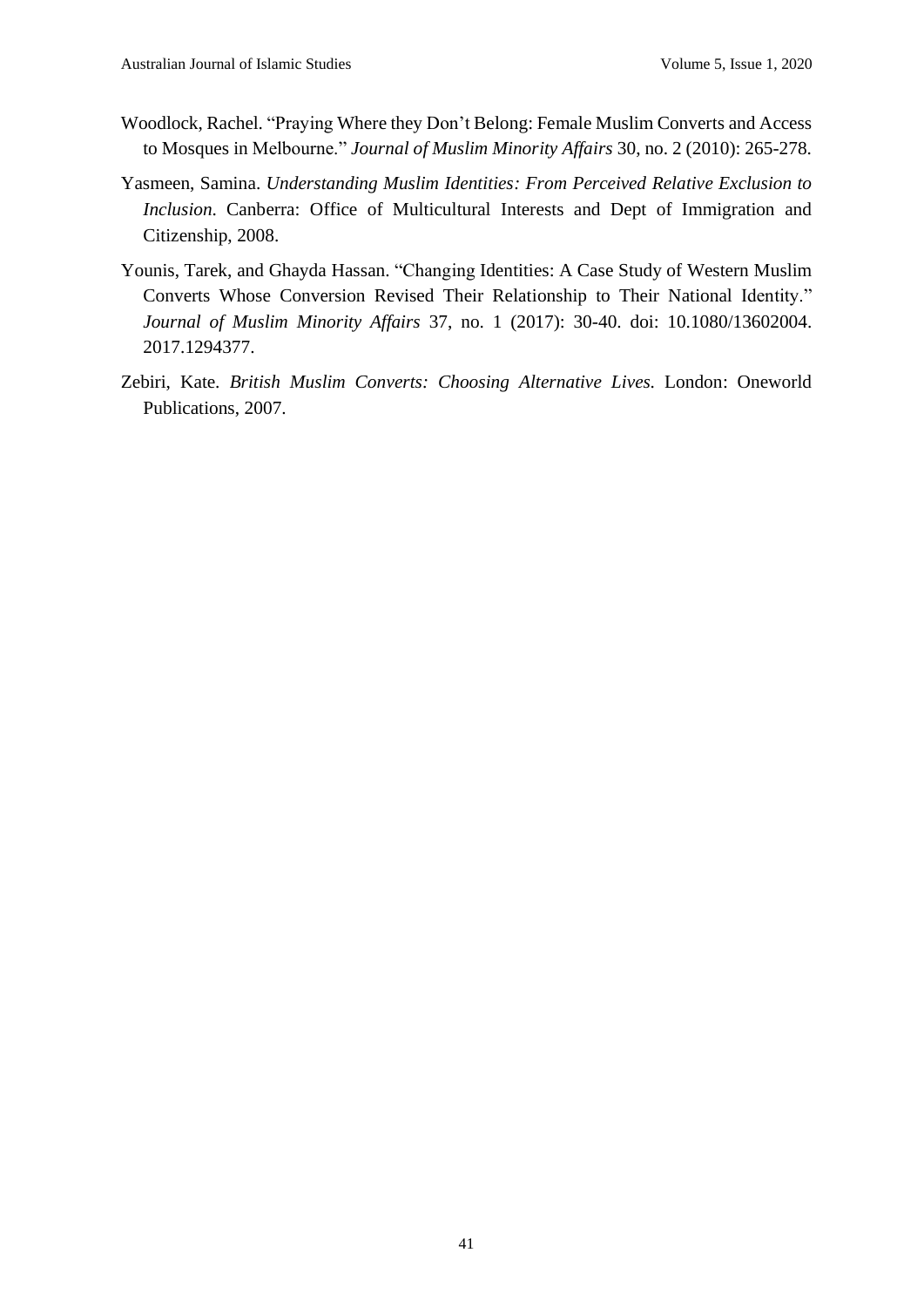Woodlock, Rachel. "Praying Where they Don't Belong: Female Muslim Converts and Access to Mosques in Melbourne." *Journal of Muslim Minority Affairs* 30, no. 2 (2010): 265-278.

Yasmeen, Samina. *Understanding Muslim Identities: From Perceived Relative Exclusion to Inclusion*. Canberra: Office of Multicultural Interests and Dept of Immigration and Citizenship, 2008.

Younis, Tarek, and Ghayda Hassan. "Changing Identities: A Case Study of Western Muslim Converts Whose Conversion Revised Their Relationship to Their National Identity." *Journal of Muslim Minority Affairs* 37, no. 1 (2017): 30-40. doi: 10.1080/13602004.2017.1294377.

Zebiri, Kate. *British Muslim Converts: Choosing Alternative Lives.* London: Oneworld Publications, 2007.